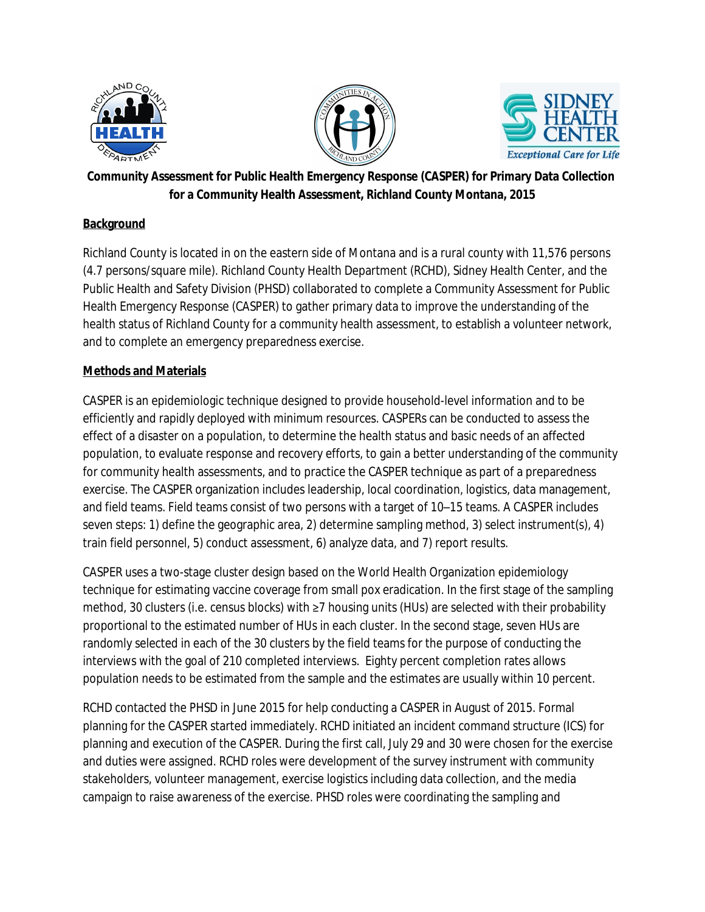**Community Assessment for Public Health Emergency Response (CASPER) for Primary Data Collection for a Community Health Assessment, Richland County Montana, 2015**

## Background

Richland County is located in on the eastern side of Montana and is a rural county with 11,576 persons (4.7 persons/square mile). Richland County Health Department (RCHD), Sidney Health Center, and the Public Health and Safety Division (PHSD) collaborated to complete a Community Assessment for Public Health Emergency Response (CASPER) to gather primary data to improve the understanding of the health status of Richland County for a community health assessment, to establish a volunteer network, and to complete an emergency preparedness exercise.

## Methods and Materials

CASPER is an epidemiologic technique designed to provide household-level information and to be efficiently and rapidly deployed with minimum resources. CASPERs can be conducted to assess the effect of a disaster on a population, to determine the health status and basic needs of an affected population, to evaluate response and recovery efforts, to gain a better understanding of the community for community health assessments, and to practice the CASPER technique as part of a preparedness exercise. The CASPER organization includes leadership, local coordination, logistics, data management, and field teams. Field teams consist of two persons with a target of 10–15 teams. A CASPER includes seven steps: 1) define the geographic area, 2) determine sampling method, 3) select instrument(s), 4) train field personnel, 5) conduct assessment, 6) analyze data, and 7) report results.

CASPER uses a two-stage cluster design based on the World Health Organization epidemiology technique for estimating vaccine coverage from small pox eradication. In the first stage of the sampling method, 30 clusters (i.e. census blocks) with ≥7 housing units (HUs) are selected with their probability proportional to the estimated number of HUs in each cluster. In the second stage, seven HUs are randomly selected in each of the 30 clusters by the field teams for the purpose of conducting the interviews with the goal of 210 completed interviews. Eighty percent completion rates allows population needs to be estimated from the sample and the estimates are usually within 10 percent.

RCHD contacted the PHSD in June 2015 for help conducting a CASPER in August of 2015. Formal planning for the CASPER started immediately. RCHD initiated an incident command structure (ICS) for planning and execution of the CASPER. During the first call, July 29 and 30 were chosen for the exercise and duties were assigned. RCHD roles were development of the survey instrument with community stakeholders, volunteer management, exercise logistics including data collection, and the media campaign to raise awareness of the exercise. PHSD roles were coordinating the sampling and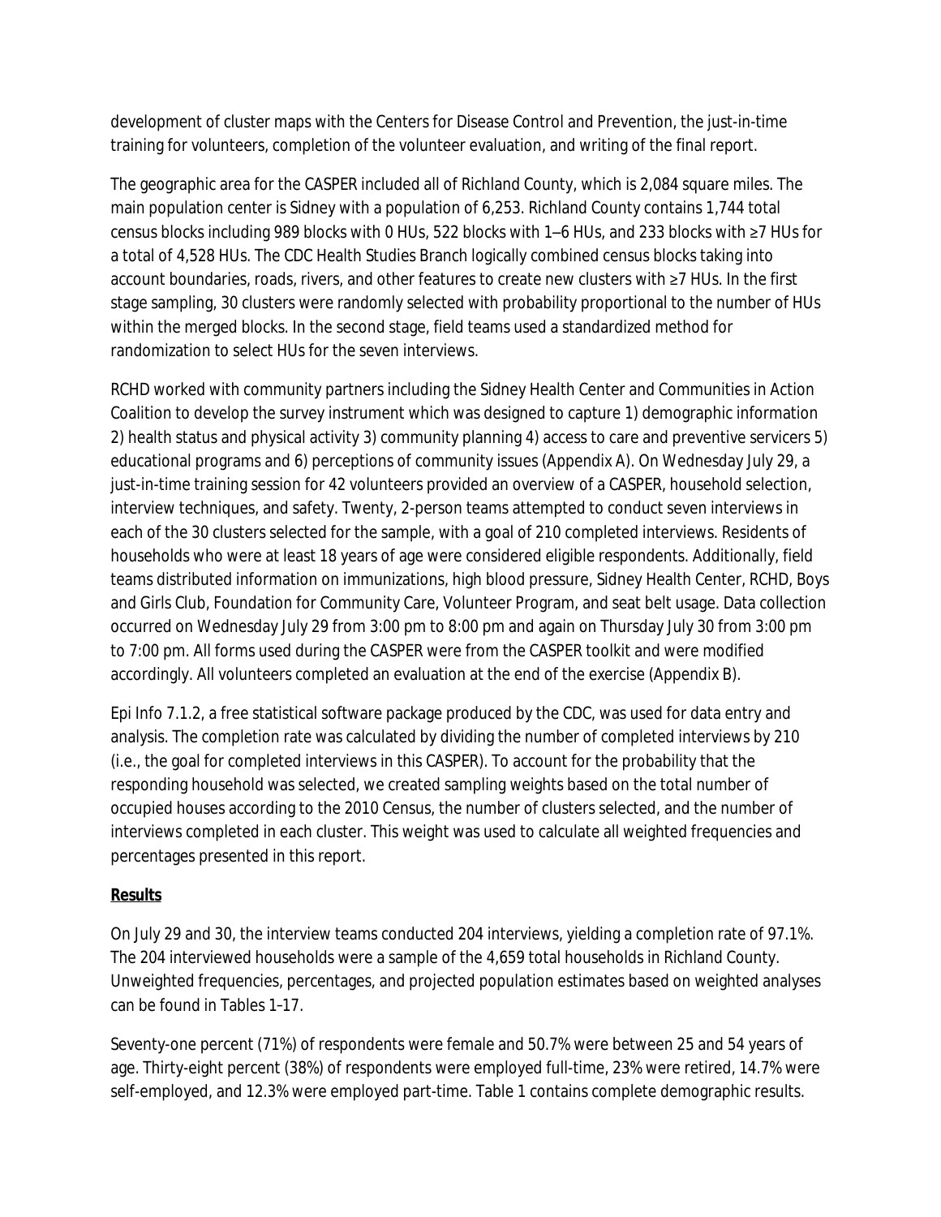development of cluster maps with the Centers for Disease Control and Prevention, the just-in-time training for volunteers, completion of the volunteer evaluation, and writing of the final report.

The geographic area for the CASPER included all of Richland County, which is 2,084 square miles. The main population center is Sidney with a population of 6,253. Richland County contains 1,744 total census blocks including 989 blocks with 0 HUs, 522 blocks with 1–6 HUs, and 233 blocks with ≥7 HUs for a total of 4,528 HUs. The CDC Health Studies Branch logically combined census blocks taking into account boundaries, roads, rivers, and other features to create new clusters with ≥7 HUs. In the first stage sampling, 30 clusters were randomly selected with probability proportional to the number of HUs within the merged blocks. In the second stage, field teams used a standardized method for randomization to select HUs for the seven interviews.

RCHD worked with community partners including the Sidney Health Center and Communities in Action Coalition to develop the survey instrument which was designed to capture 1) demographic information 2) health status and physical activity 3) community planning 4) access to care and preventive servicers 5) educational programs and 6) perceptions of community issues (Appendix A). On Wednesday July 29, a just-in-time training session for 42 volunteers provided an overview of a CASPER, household selection, interview techniques, and safety. Twenty, 2-person teams attempted to conduct seven interviews in each of the 30 clusters selected for the sample, with a goal of 210 completed interviews. Residents of households who were at least 18 years of age were considered eligible respondents. Additionally, field teams distributed information on immunizations, high blood pressure, Sidney Health Center, RCHD, Boys and Girls Club, Foundation for Community Care, Volunteer Program, and seat belt usage. Data collection occurred on Wednesday July 29 from 3:00 pm to 8:00 pm and again on Thursday July 30 from 3:00 pm to 7:00 pm. All forms used during the CASPER were from the CASPER toolkit and were modified accordingly. All volunteers completed an evaluation at the end of the exercise (Appendix B).

Epi Info 7.1.2, a free statistical software package produced by the CDC, was used for data entry and analysis. The completion rate was calculated by dividing the number of completed interviews by 210 (i.e., the goal for completed interviews in this CASPER). To account for the probability that the responding household was selected, we created sampling weights based on the total number of occupied houses according to the 2010 Census, the number of clusters selected, and the number of interviews completed in each cluster. This weight was used to calculate all weighted frequencies and percentages presented in this report.

## **Results**

On July 29 and 30, the interview teams conducted 204 interviews, yielding a completion rate of 97.1%. The 204 interviewed households were a sample of the 4,659 total households in Richland County. Unweighted frequencies, percentages, and projected population estimates based on weighted analyses can be found in Tables 1–17.

Seventy-one percent (71%) of respondents were female and 50.7% were between 25 and 54 years of age. Thirty-eight percent (38%) of respondents were employed full-time, 23% were retired, 14.7% were self-employed, and 12.3% were employed part-time. Table 1 contains complete demographic results.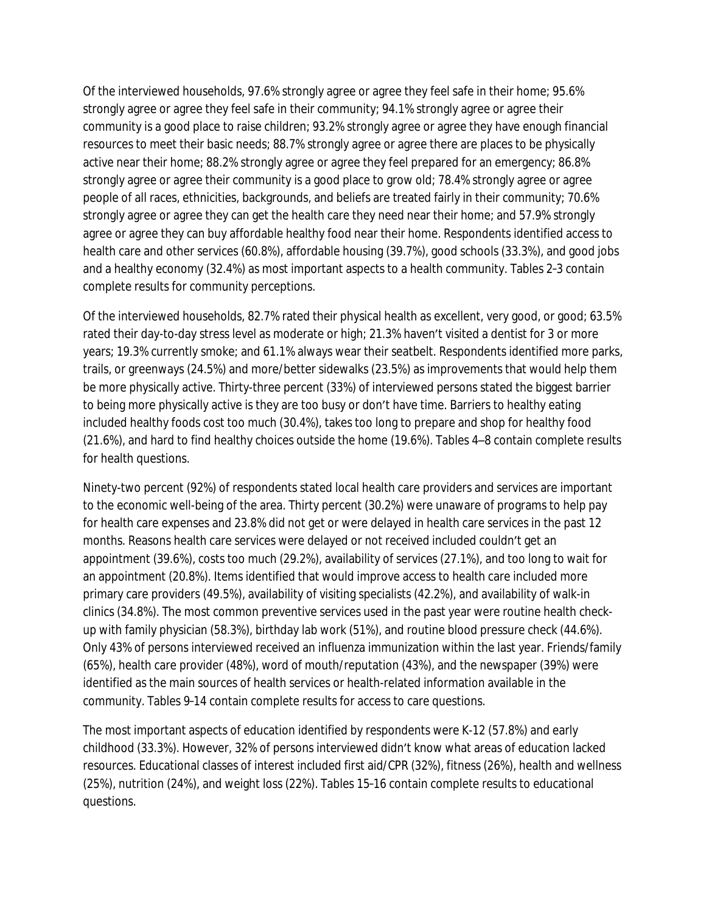Of the interviewed households, 97.6% strongly agree or agree they feel safe in their home; 95.6% strongly agree or agree they feel safe in their community; 94.1% strongly agree or agree their community is a good place to raise children; 93.2% strongly agree or agree they have enough financial resources to meet their basic needs; 88.7% strongly agree or agree there are places to be physically active near their home; 88.2% strongly agree or agree they feel prepared for an emergency; 86.8% strongly agree or agree their community is a good place to grow old; 78.4% strongly agree or agree people of all races, ethnicities, backgrounds, and beliefs are treated fairly in their community; 70.6% strongly agree or agree they can get the health care they need near their home; and 57.9% strongly agree or agree they can buy affordable healthy food near their home. Respondents identified access to health care and other services (60.8%), affordable housing (39.7%), good schools (33.3%), and good jobs and a healthy economy (32.4%) as most important aspects to a health community. Tables 2–3 contain complete results for community perceptions.

Of the interviewed households, 82.7% rated their physical health as excellent, very good, or good; 63.5% rated their day-to-day stress level as moderate or high; 21.3% haven't visited a dentist for 3 or more years; 19.3% currently smoke; and 61.1% always wear their seatbelt. Respondents identified more parks, trails, or greenways (24.5%) and more/better sidewalks (23.5%) as improvements that would help them be more physically active. Thirty-three percent (33%) of interviewed persons stated the biggest barrier to being more physically active is they are too busy or don't have time. Barriers to healthy eating included healthy foods cost too much (30.4%), takes too long to prepare and shop for healthy food (21.6%), and hard to find healthy choices outside the home (19.6%). Tables 4–8 contain complete results for health questions.

Ninety-two percent (92%) of respondents stated local health care providers and services are important to the economic well-being of the area. Thirty percent (30.2%) were unaware of programs to help pay for health care expenses and 23.8% did not get or were delayed in health care services in the past 12 months. Reasons health care services were delayed or not received included couldn't get an appointment (39.6%), costs too much (29.2%), availability of services (27.1%), and too long to wait for an appointment (20.8%). Items identified that would improve access to health care included more primary care providers (49.5%), availability of visiting specialists (42.2%), and availability of walk-in clinics (34.8%). The most common preventive services used in the past year were routine health check-up with family physician (58.3%), birthday lab work (51%), and routine blood pressure check (44.6%). Only 43% of persons interviewed received an influenza immunization within the last year. Friends/family (65%), health care provider (48%), word of mouth/reputation (43%), and the newspaper (39%) were identified as the main sources of health services or health-related information available in the community. Tables 9–14 contain complete results for access to care questions.

The most important aspects of education identified by respondents were K-12 (57.8%) and early childhood (33.3%). However, 32% of persons interviewed didn't know what areas of education lacked resources. Educational classes of interest included first aid/CPR (32%), fitness (26%), health and wellness (25%), nutrition (24%), and weight loss (22%). Tables 15–16 contain complete results to educational questions.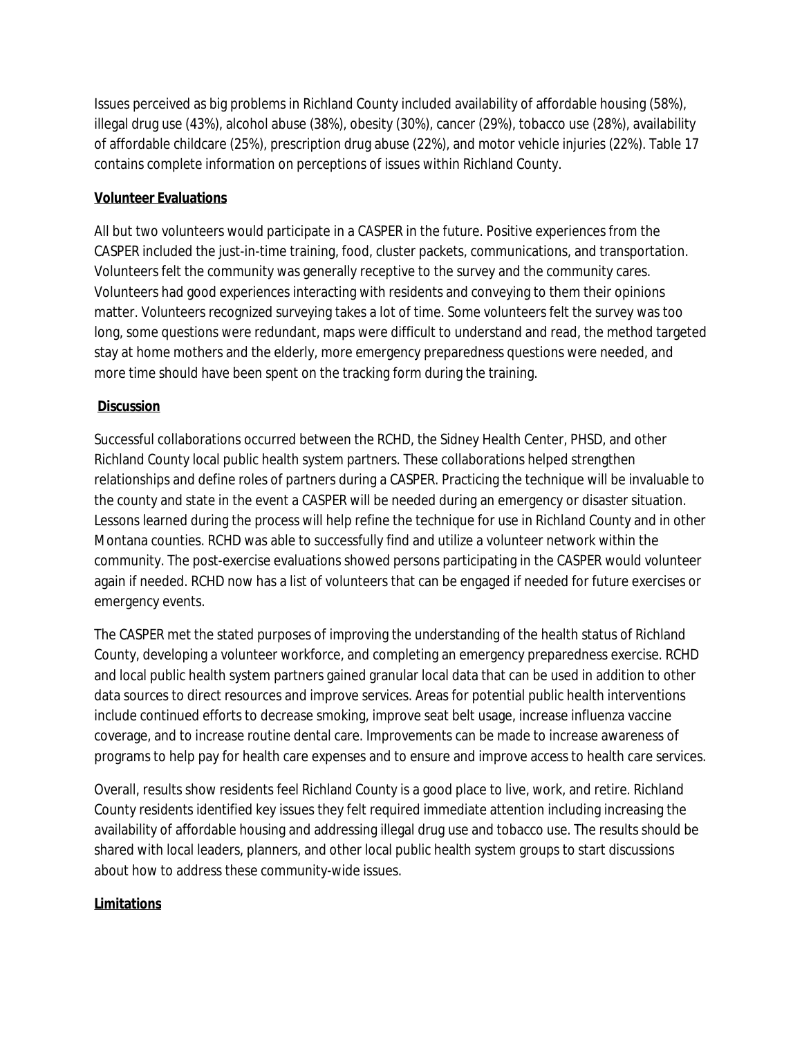Issues perceived as big problems in Richland County included availability of affordable housing (58%), illegal drug use (43%), alcohol abuse (38%), obesity (30%), cancer (29%), tobacco use (28%), availability of affordable childcare (25%), prescription drug abuse (22%), and motor vehicle injuries (22%). Table 17 contains complete information on perceptions of issues within Richland County.

## Volunteer Evaluations

All but two volunteers would participate in a CASPER in the future. Positive experiences from the CASPER included the just-in-time training, food, cluster packets, communications, and transportation. Volunteers felt the community was generally receptive to the survey and the community cares. Volunteers had good experiences interacting with residents and conveying to them their opinions matter. Volunteers recognized surveying takes a lot of time. Some volunteers felt the survey was too long, some questions were redundant, maps were difficult to understand and read, the method targeted stay at home mothers and the elderly, more emergency preparedness questions were needed, and more time should have been spent on the tracking form during the training.

## Discussion

Successful collaborations occurred between the RCHD, the Sidney Health Center, PHSD, and other Richland County local public health system partners. These collaborations helped strengthen relationships and define roles of partners during a CASPER. Practicing the technique will be invaluable to the county and state in the event a CASPER will be needed during an emergency or disaster situation. Lessons learned during the process will help refine the technique for use in Richland County and in other Montana counties. RCHD was able to successfully find and utilize a volunteer network within the community. The post-exercise evaluations showed persons participating in the CASPER would volunteer again if needed. RCHD now has a list of volunteers that can be engaged if needed for future exercises or emergency events.

The CASPER met the stated purposes of improving the understanding of the health status of Richland County, developing a volunteer workforce, and completing an emergency preparedness exercise. RCHD and local public health system partners gained granular local data that can be used in addition to other data sources to direct resources and improve services. Areas for potential public health interventions include continued efforts to decrease smoking, improve seat belt usage, increase influenza vaccine coverage, and to increase routine dental care. Improvements can be made to increase awareness of programs to help pay for health care expenses and to ensure and improve access to health care services.

Overall, results show residents feel Richland County is a good place to live, work, and retire. Richland County residents identified key issues they felt required immediate attention including increasing the availability of affordable housing and addressing illegal drug use and tobacco use. The results should be shared with local leaders, planners, and other local public health system groups to start discussions about how to address these community-wide issues.

## Limitations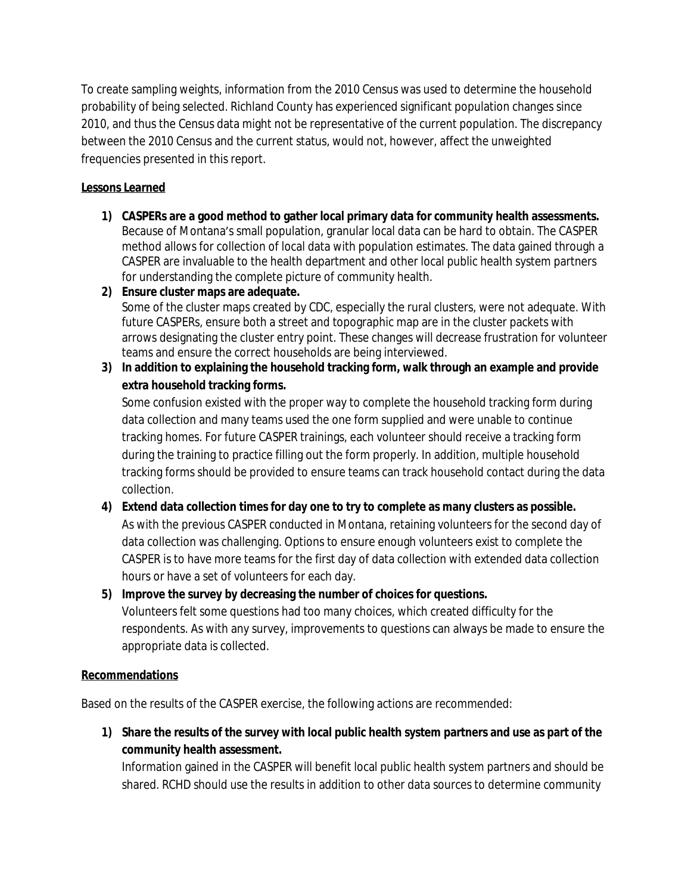To create sampling weights, information from the 2010 Census was used to determine the household probability of being selected. Richland County has experienced significant population changes since 2010, and thus the Census data might not be representative of the current population. The discrepancy between the 2010 Census and the current status, would not, however, affect the unweighted frequencies presented in this report.

**Lessons Learned**

1) **CASPERs are a good method to gather local primary data for community health assessments.** Because of Montana's small population, granular local data can be hard to obtain. The CASPER method allows for collection of local data with population estimates. The data gained through a CASPER are invaluable to the health department and other local public health system partners for understanding the complete picture of community health.
2) **Ensure cluster maps are adequate.** Some of the cluster maps created by CDC, especially the rural clusters, were not adequate. With future CASPERs, ensure both a street and topographic map are in the cluster packets with arrows designating the cluster entry point. These changes will decrease frustration for volunteer teams and ensure the correct households are being interviewed.
3) **In addition to explaining the household tracking form, walk through an example and provide extra household tracking forms.** Some confusion existed with the proper way to complete the household tracking form during data collection and many teams used the one form supplied and were unable to continue tracking homes. For future CASPER trainings, each volunteer should receive a tracking form during the training to practice filling out the form properly. In addition, multiple household tracking forms should be provided to ensure teams can track household contact during the data collection.
4) **Extend data collection times for day one to try to complete as many clusters as possible.** As with the previous CASPER conducted in Montana, retaining volunteers for the second day of data collection was challenging. Options to ensure enough volunteers exist to complete the CASPER is to have more teams for the first day of data collection with extended data collection hours or have a set of volunteers for each day.
5) **Improve the survey by decreasing the number of choices for questions.** Volunteers felt some questions had too many choices, which created difficulty for the respondents. As with any survey, improvements to questions can always be made to ensure the appropriate data is collected.

**Recommendations**

Based on the results of the CASPER exercise, the following actions are recommended:

1) **Share the results of the survey with local public health system partners and use as part of the community health assessment.** Information gained in the CASPER will benefit local public health system partners and should be shared. RCHD should use the results in addition to other data sources to determine community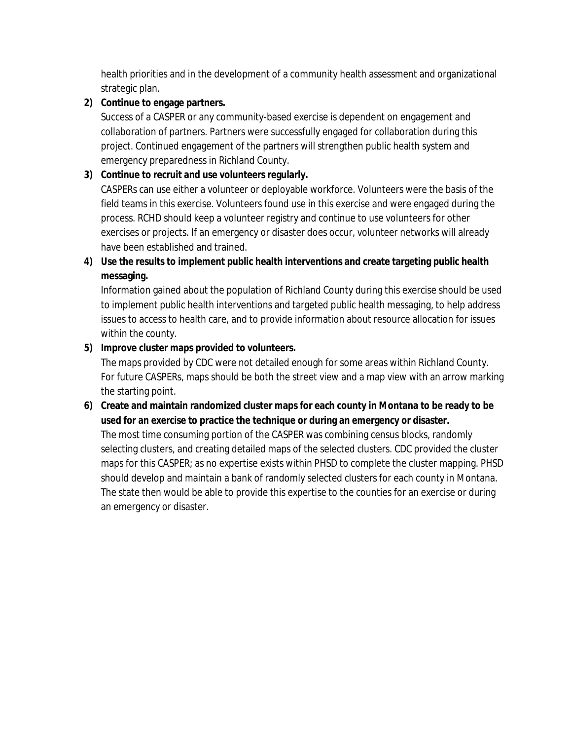health priorities and in the development of a community health assessment and organizational strategic plan.

2) **Continue to engage partners.**
   Success of a CASPER or any community-based exercise is dependent on engagement and collaboration of partners. Partners were successfully engaged for collaboration during this project. Continued engagement of the partners will strengthen public health system and emergency preparedness in Richland County.

3) **Continue to recruit and use volunteers regularly.**
   CASPERs can use either a volunteer or deployable workforce. Volunteers were the basis of the field teams in this exercise. Volunteers found use in this exercise and were engaged during the process. RCHD should keep a volunteer registry and continue to use volunteers for other exercises or projects. If an emergency or disaster does occur, volunteer networks will already have been established and trained.

4) **Use the results to implement public health interventions and create targeting public health messaging.**
   Information gained about the population of Richland County during this exercise should be used to implement public health interventions and targeted public health messaging, to help address issues to access to health care, and to provide information about resource allocation for issues within the county.

5) **Improve cluster maps provided to volunteers.**
   The maps provided by CDC were not detailed enough for some areas within Richland County. For future CASPERs, maps should be both the street view and a map view with an arrow marking the starting point.

6) **Create and maintain randomized cluster maps for each county in Montana to be ready to be used for an exercise to practice the technique or during an emergency or disaster.**
   The most time consuming portion of the CASPER was combining census blocks, randomly selecting clusters, and creating detailed maps of the selected clusters. CDC provided the cluster maps for this CASPER; as no expertise exists within PHSD to complete the cluster mapping. PHSD should develop and maintain a bank of randomly selected clusters for each county in Montana. The state then would be able to provide this expertise to the counties for an exercise or during an emergency or disaster.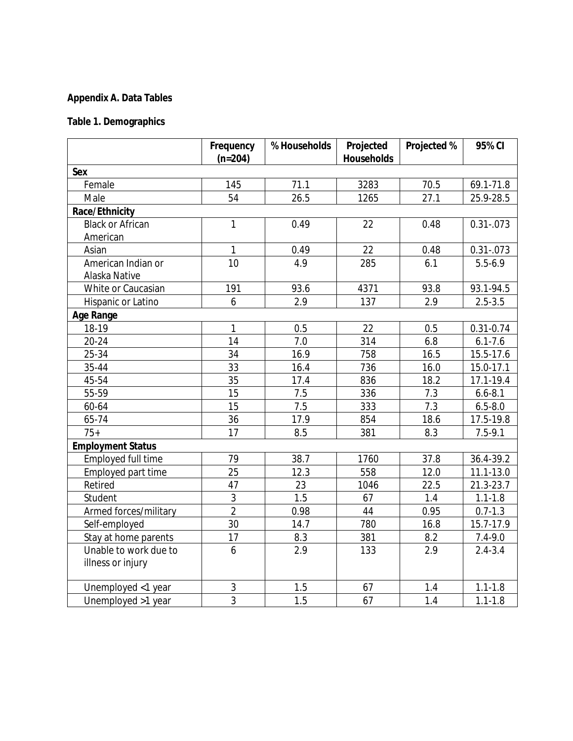**Appendix A. Data Tables**

**Table 1. Demographics**

| | Frequency (n=204) | % Households | Projected Households | Projected % | 95% CI |
|---|---|---|---|---|---|
| **Sex** | | | | | |
| Female | 145 | 71.1 | 3283 | 70.5 | 69.1-71.8 |
| Male | 54 | 26.5 | 1265 | 27.1 | 25.9-28.5 |
| **Race/Ethnicity** | | | | | |
| Black or African American | 1 | 0.49 | 22 | 0.48 | 0.31-.073 |
| Asian | 1 | 0.49 | 22 | 0.48 | 0.31-.073 |
| American Indian or Alaska Native | 10 | 4.9 | 285 | 6.1 | 5.5-6.9 |
| White or Caucasian | 191 | 93.6 | 4371 | 93.8 | 93.1-94.5 |
| Hispanic or Latino | 6 | 2.9 | 137 | 2.9 | 2.5-3.5 |
| **Age Range** | | | | | |
| 18-19 | 1 | 0.5 | 22 | 0.5 | 0.31-0.74 |
| 20-24 | 14 | 7.0 | 314 | 6.8 | 6.1-7.6 |
| 25-34 | 34 | 16.9 | 758 | 16.5 | 15.5-17.6 |
| 35-44 | 33 | 16.4 | 736 | 16.0 | 15.0-17.1 |
| 45-54 | 35 | 17.4 | 836 | 18.2 | 17.1-19.4 |
| 55-59 | 15 | 7.5 | 336 | 7.3 | 6.6-8.1 |
| 60-64 | 15 | 7.5 | 333 | 7.3 | 6.5-8.0 |
| 65-74 | 36 | 17.9 | 854 | 18.6 | 17.5-19.8 |
| 75+ | 17 | 8.5 | 381 | 8.3 | 7.5-9.1 |
| **Employment Status** | | | | | |
| Employed full time | 79 | 38.7 | 1760 | 37.8 | 36.4-39.2 |
| Employed part time | 25 | 12.3 | 558 | 12.0 | 11.1-13.0 |
| Retired | 47 | 23 | 1046 | 22.5 | 21.3-23.7 |
| Student | 3 | 1.5 | 67 | 1.4 | 1.1-1.8 |
| Armed forces/military | 2 | 0.98 | 44 | 0.95 | 0.7-1.3 |
| Self-employed | 30 | 14.7 | 780 | 16.8 | 15.7-17.9 |
| Stay at home parents | 17 | 8.3 | 381 | 8.2 | 7.4-9.0 |
| Unable to work due to illness or injury | 6 | 2.9 | 133 | 2.9 | 2.4-3.4 |
| Unemployed <1 year | 3 | 1.5 | 67 | 1.4 | 1.1-1.8 |
| Unemployed >1 year | 3 | 1.5 | 67 | 1.4 | 1.1-1.8 |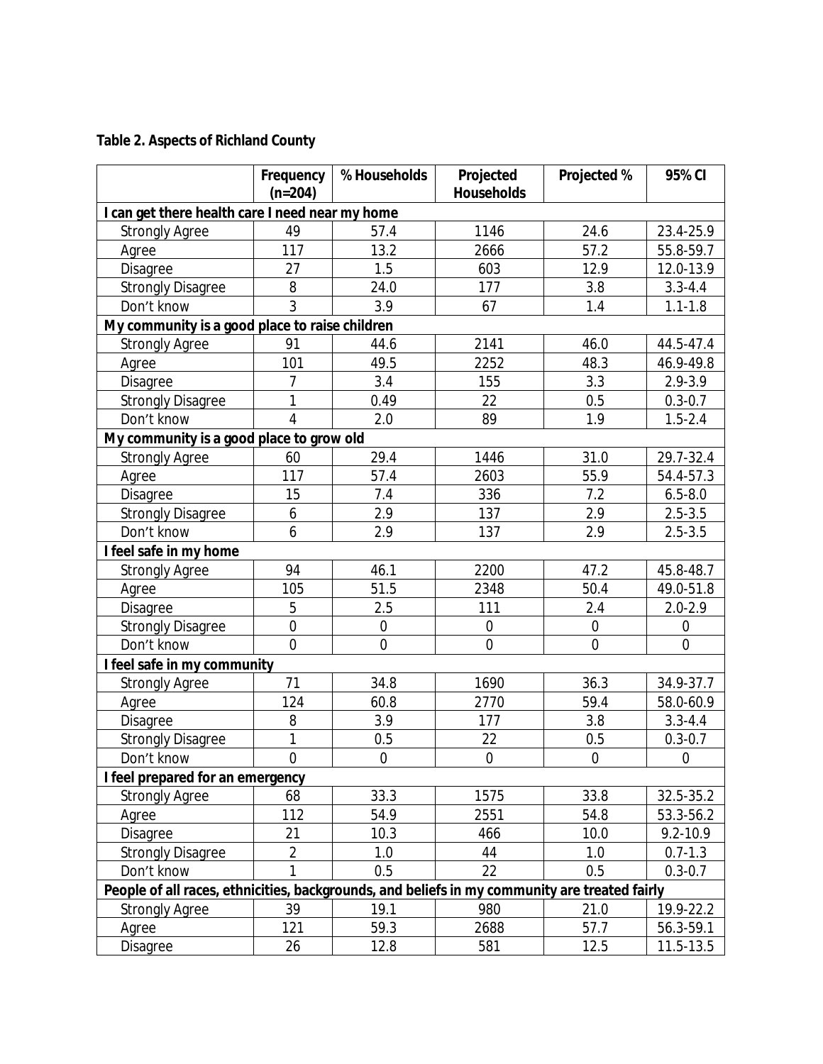**Table 2. Aspects of Richland County**

| | Frequency (n=204) | % Households | Projected Households | Projected % | 95% CI |
|---|---|---|---|---|---|
| **I can get there health care I need near my home** | | | | | |
| Strongly Agree | 49 | 57.4 | 1146 | 24.6 | 23.4-25.9 |
| Agree | 117 | 13.2 | 2666 | 57.2 | 55.8-59.7 |
| Disagree | 27 | 1.5 | 603 | 12.9 | 12.0-13.9 |
| Strongly Disagree | 8 | 24.0 | 177 | 3.8 | 3.3-4.4 |
| Don't know | 3 | 3.9 | 67 | 1.4 | 1.1-1.8 |
| **My community is a good place to raise children** | | | | | |
| Strongly Agree | 91 | 44.6 | 2141 | 46.0 | 44.5-47.4 |
| Agree | 101 | 49.5 | 2252 | 48.3 | 46.9-49.8 |
| Disagree | 7 | 3.4 | 155 | 3.3 | 2.9-3.9 |
| Strongly Disagree | 1 | 0.49 | 22 | 0.5 | 0.3-0.7 |
| Don't know | 4 | 2.0 | 89 | 1.9 | 1.5-2.4 |
| **My community is a good place to grow old** | | | | | |
| Strongly Agree | 60 | 29.4 | 1446 | 31.0 | 29.7-32.4 |
| Agree | 117 | 57.4 | 2603 | 55.9 | 54.4-57.3 |
| Disagree | 15 | 7.4 | 336 | 7.2 | 6.5-8.0 |
| Strongly Disagree | 6 | 2.9 | 137 | 2.9 | 2.5-3.5 |
| Don't know | 6 | 2.9 | 137 | 2.9 | 2.5-3.5 |
| **I feel safe in my home** | | | | | |
| Strongly Agree | 94 | 46.1 | 2200 | 47.2 | 45.8-48.7 |
| Agree | 105 | 51.5 | 2348 | 50.4 | 49.0-51.8 |
| Disagree | 5 | 2.5 | 111 | 2.4 | 2.0-2.9 |
| Strongly Disagree | 0 | 0 | 0 | 0 | 0 |
| Don't know | 0 | 0 | 0 | 0 | 0 |
| **I feel safe in my community** | | | | | |
| Strongly Agree | 71 | 34.8 | 1690 | 36.3 | 34.9-37.7 |
| Agree | 124 | 60.8 | 2770 | 59.4 | 58.0-60.9 |
| Disagree | 8 | 3.9 | 177 | 3.8 | 3.3-4.4 |
| Strongly Disagree | 1 | 0.5 | 22 | 0.5 | 0.3-0.7 |
| Don't know | 0 | 0 | 0 | 0 | 0 |
| **I feel prepared for an emergency** | | | | | |
| Strongly Agree | 68 | 33.3 | 1575 | 33.8 | 32.5-35.2 |
| Agree | 112 | 54.9 | 2551 | 54.8 | 53.3-56.2 |
| Disagree | 21 | 10.3 | 466 | 10.0 | 9.2-10.9 |
| Strongly Disagree | 2 | 1.0 | 44 | 1.0 | 0.7-1.3 |
| Don't know | 1 | 0.5 | 22 | 0.5 | 0.3-0.7 |
| **People of all races, ethnicities, backgrounds, and beliefs in my community are treated fairly** | | | | | |
| Strongly Agree | 39 | 19.1 | 980 | 21.0 | 19.9-22.2 |
| Agree | 121 | 59.3 | 2688 | 57.7 | 56.3-59.1 |
| Disagree | 26 | 12.8 | 581 | 12.5 | 11.5-13.5 |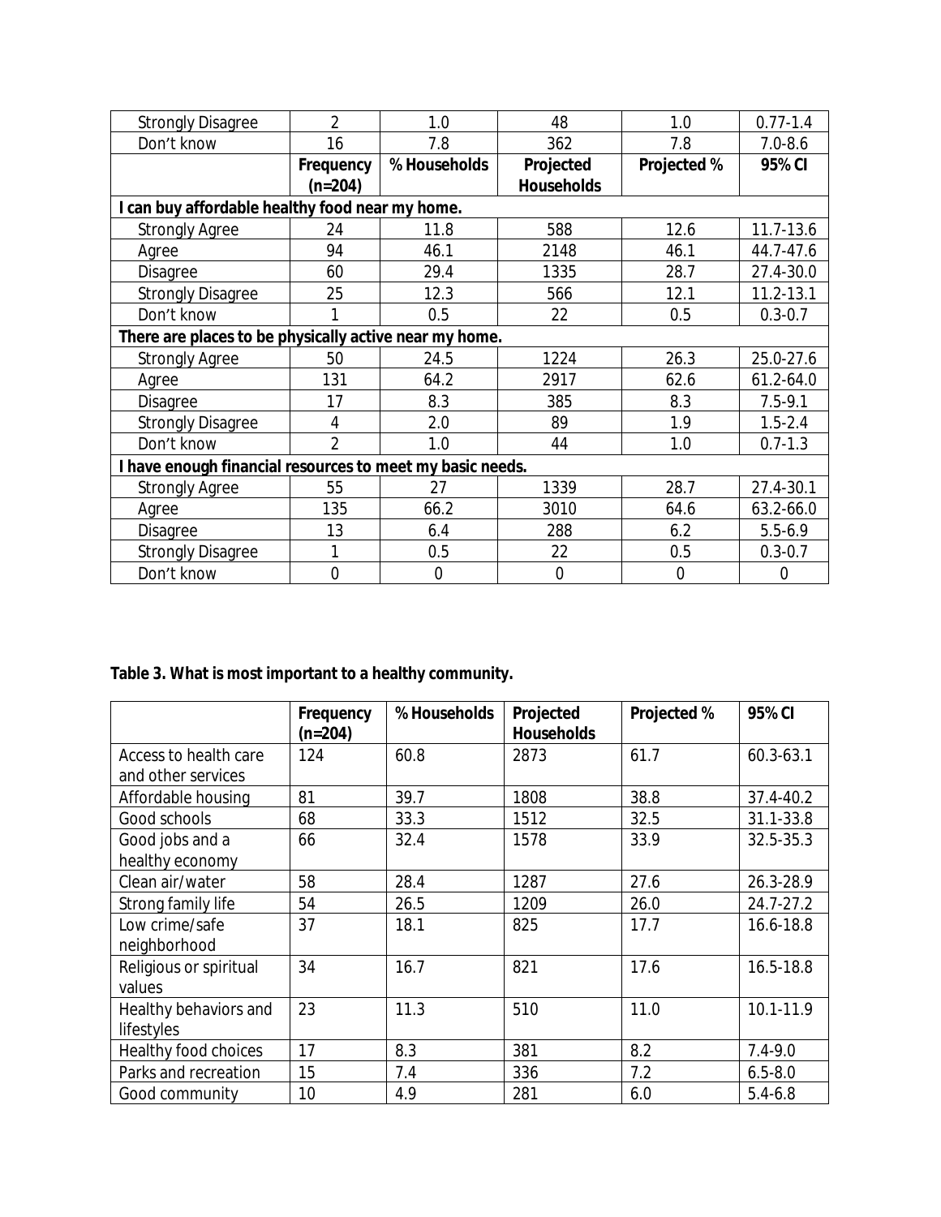| | | | | | |
|---|---|---|---|---|---|
| Strongly Disagree | 2 | 1.0 | 48 | 1.0 | 0.77-1.4 |
| Don't know | 16 | 7.8 | 362 | 7.8 | 7.0-8.6 |
| | **Frequency (n=204)** | **% Households** | **Projected Households** | **Projected %** | **95% CI** |
| **I can buy affordable healthy food near my home.** | | | | | |
| Strongly Agree | 24 | 11.8 | 588 | 12.6 | 11.7-13.6 |
| Agree | 94 | 46.1 | 2148 | 46.1 | 44.7-47.6 |
| Disagree | 60 | 29.4 | 1335 | 28.7 | 27.4-30.0 |
| Strongly Disagree | 25 | 12.3 | 566 | 12.1 | 11.2-13.1 |
| Don't know | 1 | 0.5 | 22 | 0.5 | 0.3-0.7 |
| **There are places to be physically active near my home.** | | | | | |
| Strongly Agree | 50 | 24.5 | 1224 | 26.3 | 25.0-27.6 |
| Agree | 131 | 64.2 | 2917 | 62.6 | 61.2-64.0 |
| Disagree | 17 | 8.3 | 385 | 8.3 | 7.5-9.1 |
| Strongly Disagree | 4 | 2.0 | 89 | 1.9 | 1.5-2.4 |
| Don't know | 2 | 1.0 | 44 | 1.0 | 0.7-1.3 |
| **I have enough financial resources to meet my basic needs.** | | | | | |
| Strongly Agree | 55 | 27 | 1339 | 28.7 | 27.4-30.1 |
| Agree | 135 | 66.2 | 3010 | 64.6 | 63.2-66.0 |
| Disagree | 13 | 6.4 | 288 | 6.2 | 5.5-6.9 |
| Strongly Disagree | 1 | 0.5 | 22 | 0.5 | 0.3-0.7 |
| Don't know | 0 | 0 | 0 | 0 | 0 |

**Table 3. What is most important to a healthy community.**

| | Frequency (n=204) | % Households | Projected Households | Projected % | 95% CI |
|---|---|---|---|---|---|
| Access to health care and other services | 124 | 60.8 | 2873 | 61.7 | 60.3-63.1 |
| Affordable housing | 81 | 39.7 | 1808 | 38.8 | 37.4-40.2 |
| Good schools | 68 | 33.3 | 1512 | 32.5 | 31.1-33.8 |
| Good jobs and a healthy economy | 66 | 32.4 | 1578 | 33.9 | 32.5-35.3 |
| Clean air/water | 58 | 28.4 | 1287 | 27.6 | 26.3-28.9 |
| Strong family life | 54 | 26.5 | 1209 | 26.0 | 24.7-27.2 |
| Low crime/safe neighborhood | 37 | 18.1 | 825 | 17.7 | 16.6-18.8 |
| Religious or spiritual values | 34 | 16.7 | 821 | 17.6 | 16.5-18.8 |
| Healthy behaviors and lifestyles | 23 | 11.3 | 510 | 11.0 | 10.1-11.9 |
| Healthy food choices | 17 | 8.3 | 381 | 8.2 | 7.4-9.0 |
| Parks and recreation | 15 | 7.4 | 336 | 7.2 | 6.5-8.0 |
| Good community | 10 | 4.9 | 281 | 6.0 | 5.4-6.8 |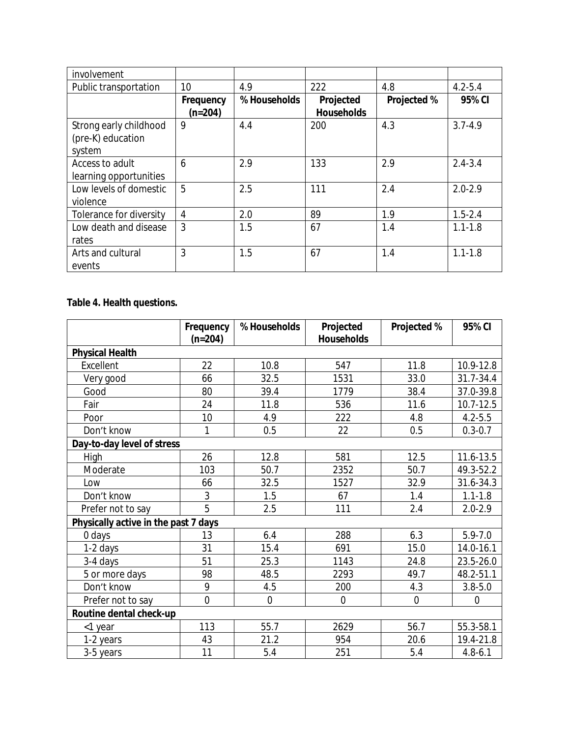| involvement | | | | | |
|---|---|---|---|---|---|
| Public transportation | 10 | 4.9 | 222 | 4.8 | 4.2-5.4 |
| | **Frequency (n=204)** | **% Households** | **Projected Households** | **Projected %** | **95% CI** |
| Strong early childhood (pre-K) education system | 9 | 4.4 | 200 | 4.3 | 3.7-4.9 |
| Access to adult learning opportunities | 6 | 2.9 | 133 | 2.9 | 2.4-3.4 |
| Low levels of domestic violence | 5 | 2.5 | 111 | 2.4 | 2.0-2.9 |
| Tolerance for diversity | 4 | 2.0 | 89 | 1.9 | 1.5-2.4 |
| Low death and disease rates | 3 | 1.5 | 67 | 1.4 | 1.1-1.8 |
| Arts and cultural events | 3 | 1.5 | 67 | 1.4 | 1.1-1.8 |

**Table 4. Health questions.**

| | Frequency (n=204) | % Households | Projected Households | Projected % | 95% CI |
|---|---|---|---|---|---|
| **Physical Health** | | | | | |
| Excellent | 22 | 10.8 | 547 | 11.8 | 10.9-12.8 |
| Very good | 66 | 32.5 | 1531 | 33.0 | 31.7-34.4 |
| Good | 80 | 39.4 | 1779 | 38.4 | 37.0-39.8 |
| Fair | 24 | 11.8 | 536 | 11.6 | 10.7-12.5 |
| Poor | 10 | 4.9 | 222 | 4.8 | 4.2-5.5 |
| Don't know | 1 | 0.5 | 22 | 0.5 | 0.3-0.7 |
| **Day-to-day level of stress** | | | | | |
| High | 26 | 12.8 | 581 | 12.5 | 11.6-13.5 |
| Moderate | 103 | 50.7 | 2352 | 50.7 | 49.3-52.2 |
| Low | 66 | 32.5 | 1527 | 32.9 | 31.6-34.3 |
| Don't know | 3 | 1.5 | 67 | 1.4 | 1.1-1.8 |
| Prefer not to say | 5 | 2.5 | 111 | 2.4 | 2.0-2.9 |
| **Physically active in the past 7 days** | | | | | |
| 0 days | 13 | 6.4 | 288 | 6.3 | 5.9-7.0 |
| 1-2 days | 31 | 15.4 | 691 | 15.0 | 14.0-16.1 |
| 3-4 days | 51 | 25.3 | 1143 | 24.8 | 23.5-26.0 |
| 5 or more days | 98 | 48.5 | 2293 | 49.7 | 48.2-51.1 |
| Don't know | 9 | 4.5 | 200 | 4.3 | 3.8-5.0 |
| Prefer not to say | 0 | 0 | 0 | 0 | 0 |
| **Routine dental check-up** | | | | | |
| <1 year | 113 | 55.7 | 2629 | 56.7 | 55.3-58.1 |
| 1-2 years | 43 | 21.2 | 954 | 20.6 | 19.4-21.8 |
| 3-5 years | 11 | 5.4 | 251 | 5.4 | 4.8-6.1 |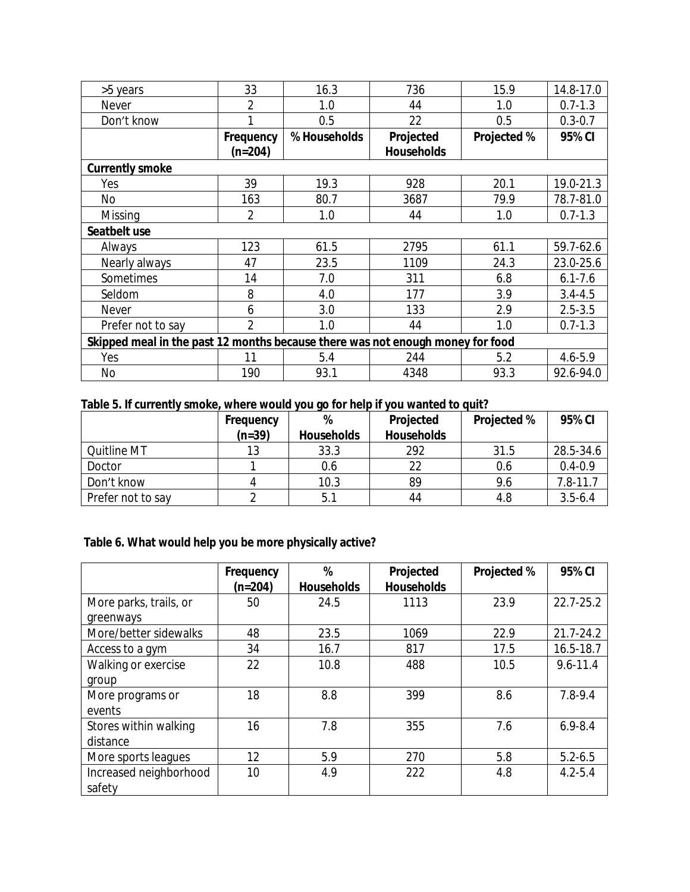| | | | | | |
|---|---|---|---|---|---|
| >5 years | 33 | 16.3 | 736 | 15.9 | 14.8-17.0 |
| Never | 2 | 1.0 | 44 | 1.0 | 0.7-1.3 |
| Don't know | 1 | 0.5 | 22 | 0.5 | 0.3-0.7 |
| | **Frequency (n=204)** | **% Households** | **Projected Households** | **Projected %** | **95% CI** |
| **Currently smoke** | | | | | |
| Yes | 39 | 19.3 | 928 | 20.1 | 19.0-21.3 |
| No | 163 | 80.7 | 3687 | 79.9 | 78.7-81.0 |
| Missing | 2 | 1.0 | 44 | 1.0 | 0.7-1.3 |
| **Seatbelt use** | | | | | |
| Always | 123 | 61.5 | 2795 | 61.1 | 59.7-62.6 |
| Nearly always | 47 | 23.5 | 1109 | 24.3 | 23.0-25.6 |
| Sometimes | 14 | 7.0 | 311 | 6.8 | 6.1-7.6 |
| Seldom | 8 | 4.0 | 177 | 3.9 | 3.4-4.5 |
| Never | 6 | 3.0 | 133 | 2.9 | 2.5-3.5 |
| Prefer not to say | 2 | 1.0 | 44 | 1.0 | 0.7-1.3 |
| **Skipped meal in the past 12 months because there was not enough money for food** | | | | | |
| Yes | 11 | 5.4 | 244 | 5.2 | 4.6-5.9 |
| No | 190 | 93.1 | 4348 | 93.3 | 92.6-94.0 |

**Table 5. If currently smoke, where would you go for help if you wanted to quit?**

| | Frequency (n=39) | % Households | Projected Households | Projected % | 95% CI |
|---|---|---|---|---|---|
| Quitline MT | 13 | 33.3 | 292 | 31.5 | 28.5-34.6 |
| Doctor | 1 | 0.6 | 22 | 0.6 | 0.4-0.9 |
| Don't know | 4 | 10.3 | 89 | 9.6 | 7.8-11.7 |
| Prefer not to say | 2 | 5.1 | 44 | 4.8 | 3.5-6.4 |

**Table 6. What would help you be more physically active?**

| | Frequency (n=204) | % Households | Projected Households | Projected % | 95% CI |
|---|---|---|---|---|---|
| More parks, trails, or greenways | 50 | 24.5 | 1113 | 23.9 | 22.7-25.2 |
| More/better sidewalks | 48 | 23.5 | 1069 | 22.9 | 21.7-24.2 |
| Access to a gym | 34 | 16.7 | 817 | 17.5 | 16.5-18.7 |
| Walking or exercise group | 22 | 10.8 | 488 | 10.5 | 9.6-11.4 |
| More programs or events | 18 | 8.8 | 399 | 8.6 | 7.8-9.4 |
| Stores within walking distance | 16 | 7.8 | 355 | 7.6 | 6.9-8.4 |
| More sports leagues | 12 | 5.9 | 270 | 5.8 | 5.2-6.5 |
| Increased neighborhood safety | 10 | 4.9 | 222 | 4.8 | 4.2-5.4 |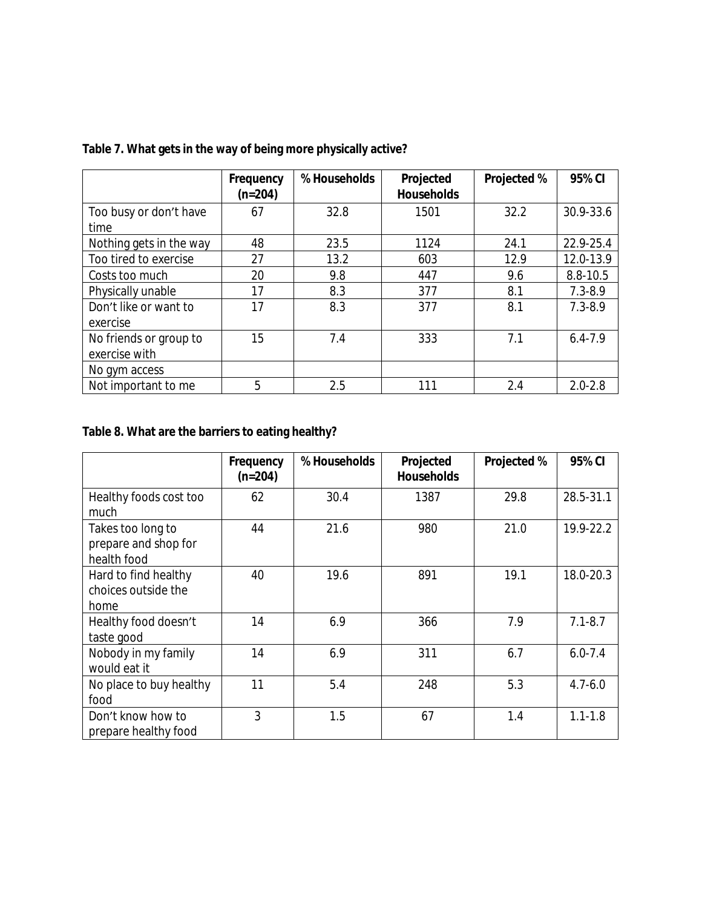**Table 7. What gets in the way of being more physically active?**

| | Frequency (n=204) | % Households | Projected Households | Projected % | 95% CI |
|---|---|---|---|---|---|
| Too busy or don't have time | 67 | 32.8 | 1501 | 32.2 | 30.9-33.6 |
| Nothing gets in the way | 48 | 23.5 | 1124 | 24.1 | 22.9-25.4 |
| Too tired to exercise | 27 | 13.2 | 603 | 12.9 | 12.0-13.9 |
| Costs too much | 20 | 9.8 | 447 | 9.6 | 8.8-10.5 |
| Physically unable | 17 | 8.3 | 377 | 8.1 | 7.3-8.9 |
| Don't like or want to exercise | 17 | 8.3 | 377 | 8.1 | 7.3-8.9 |
| No friends or group to exercise with | 15 | 7.4 | 333 | 7.1 | 6.4-7.9 |
| No gym access | | | | | |
| Not important to me | 5 | 2.5 | 111 | 2.4 | 2.0-2.8 |

**Table 8. What are the barriers to eating healthy?**

| | Frequency (n=204) | % Households | Projected Households | Projected % | 95% CI |
|---|---|---|---|---|---|
| Healthy foods cost too much | 62 | 30.4 | 1387 | 29.8 | 28.5-31.1 |
| Takes too long to prepare and shop for health food | 44 | 21.6 | 980 | 21.0 | 19.9-22.2 |
| Hard to find healthy choices outside the home | 40 | 19.6 | 891 | 19.1 | 18.0-20.3 |
| Healthy food doesn't taste good | 14 | 6.9 | 366 | 7.9 | 7.1-8.7 |
| Nobody in my family would eat it | 14 | 6.9 | 311 | 6.7 | 6.0-7.4 |
| No place to buy healthy food | 11 | 5.4 | 248 | 5.3 | 4.7-6.0 |
| Don't know how to prepare healthy food | 3 | 1.5 | 67 | 1.4 | 1.1-1.8 |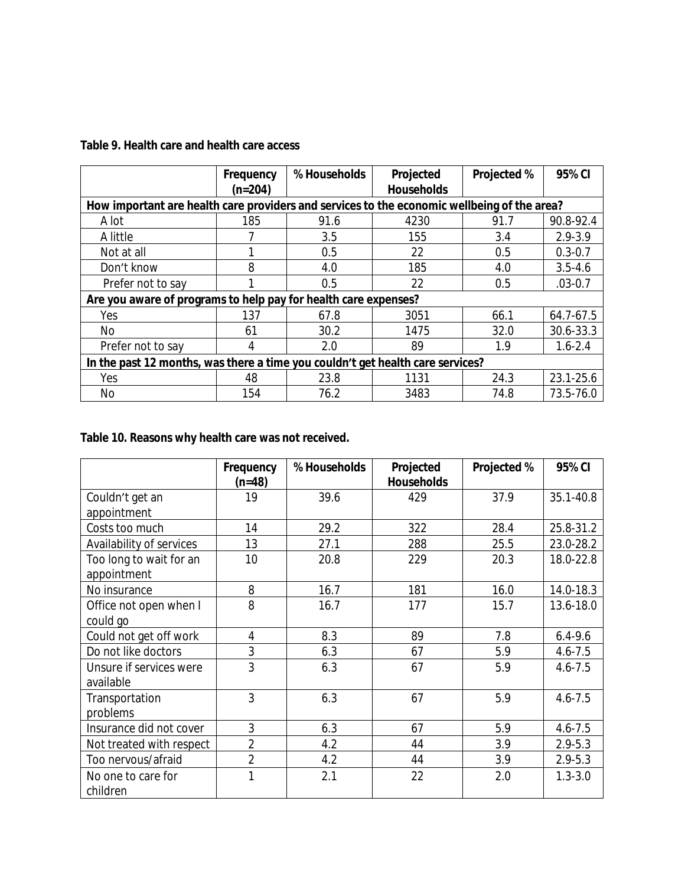**Table 9. Health care and health care access**

| | Frequency (n=204) | % Households | Projected Households | Projected % | 95% CI |
|---|---|---|---|---|---|
| **How important are health care providers and services to the economic wellbeing of the area?** | | | | | |
| A lot | 185 | 91.6 | 4230 | 91.7 | 90.8-92.4 |
| A little | 7 | 3.5 | 155 | 3.4 | 2.9-3.9 |
| Not at all | 1 | 0.5 | 22 | 0.5 | 0.3-0.7 |
| Don't know | 8 | 4.0 | 185 | 4.0 | 3.5-4.6 |
| Prefer not to say | 1 | 0.5 | 22 | 0.5 | .03-0.7 |
| **Are you aware of programs to help pay for health care expenses?** | | | | | |
| Yes | 137 | 67.8 | 3051 | 66.1 | 64.7-67.5 |
| No | 61 | 30.2 | 1475 | 32.0 | 30.6-33.3 |
| Prefer not to say | 4 | 2.0 | 89 | 1.9 | 1.6-2.4 |
| **In the past 12 months, was there a time you couldn't get health care services?** | | | | | |
| Yes | 48 | 23.8 | 1131 | 24.3 | 23.1-25.6 |
| No | 154 | 76.2 | 3483 | 74.8 | 73.5-76.0 |

**Table 10. Reasons why health care was not received.**

| | Frequency (n=48) | % Households | Projected Households | Projected % | 95% CI |
|---|---|---|---|---|---|
| Couldn't get an appointment | 19 | 39.6 | 429 | 37.9 | 35.1-40.8 |
| Costs too much | 14 | 29.2 | 322 | 28.4 | 25.8-31.2 |
| Availability of services | 13 | 27.1 | 288 | 25.5 | 23.0-28.2 |
| Too long to wait for an appointment | 10 | 20.8 | 229 | 20.3 | 18.0-22.8 |
| No insurance | 8 | 16.7 | 181 | 16.0 | 14.0-18.3 |
| Office not open when I could go | 8 | 16.7 | 177 | 15.7 | 13.6-18.0 |
| Could not get off work | 4 | 8.3 | 89 | 7.8 | 6.4-9.6 |
| Do not like doctors | 3 | 6.3 | 67 | 5.9 | 4.6-7.5 |
| Unsure if services were available | 3 | 6.3 | 67 | 5.9 | 4.6-7.5 |
| Transportation problems | 3 | 6.3 | 67 | 5.9 | 4.6-7.5 |
| Insurance did not cover | 3 | 6.3 | 67 | 5.9 | 4.6-7.5 |
| Not treated with respect | 2 | 4.2 | 44 | 3.9 | 2.9-5.3 |
| Too nervous/afraid | 2 | 4.2 | 44 | 3.9 | 2.9-5.3 |
| No one to care for children | 1 | 2.1 | 22 | 2.0 | 1.3-3.0 |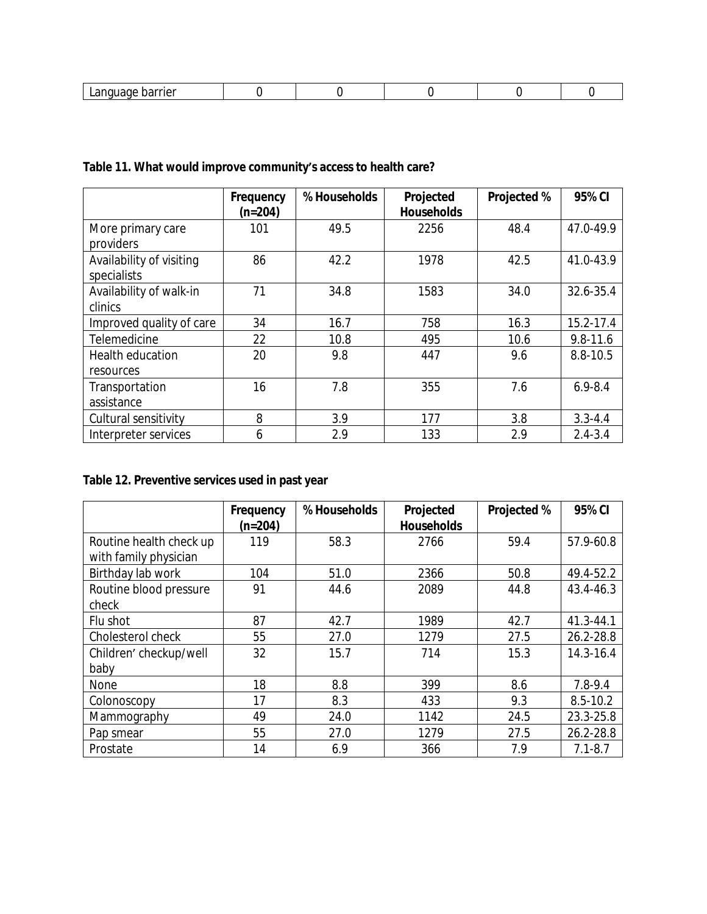| Language barrier | 0 | 0 | 0 | 0 | 0 |
|---|---|---|---|---|---|

**Table 11. What would improve community's access to health care?**

| | Frequency (n=204) | % Households | Projected Households | Projected % | 95% CI |
|---|---|---|---|---|---|
| More primary care providers | 101 | 49.5 | 2256 | 48.4 | 47.0-49.9 |
| Availability of visiting specialists | 86 | 42.2 | 1978 | 42.5 | 41.0-43.9 |
| Availability of walk-in clinics | 71 | 34.8 | 1583 | 34.0 | 32.6-35.4 |
| Improved quality of care | 34 | 16.7 | 758 | 16.3 | 15.2-17.4 |
| Telemedicine | 22 | 10.8 | 495 | 10.6 | 9.8-11.6 |
| Health education resources | 20 | 9.8 | 447 | 9.6 | 8.8-10.5 |
| Transportation assistance | 16 | 7.8 | 355 | 7.6 | 6.9-8.4 |
| Cultural sensitivity | 8 | 3.9 | 177 | 3.8 | 3.3-4.4 |
| Interpreter services | 6 | 2.9 | 133 | 2.9 | 2.4-3.4 |

**Table 12. Preventive services used in past year**

| | Frequency (n=204) | % Households | Projected Households | Projected % | 95% CI |
|---|---|---|---|---|---|
| Routine health check up with family physician | 119 | 58.3 | 2766 | 59.4 | 57.9-60.8 |
| Birthday lab work | 104 | 51.0 | 2366 | 50.8 | 49.4-52.2 |
| Routine blood pressure check | 91 | 44.6 | 2089 | 44.8 | 43.4-46.3 |
| Flu shot | 87 | 42.7 | 1989 | 42.7 | 41.3-44.1 |
| Cholesterol check | 55 | 27.0 | 1279 | 27.5 | 26.2-28.8 |
| Children' checkup/well baby | 32 | 15.7 | 714 | 15.3 | 14.3-16.4 |
| None | 18 | 8.8 | 399 | 8.6 | 7.8-9.4 |
| Colonoscopy | 17 | 8.3 | 433 | 9.3 | 8.5-10.2 |
| Mammography | 49 | 24.0 | 1142 | 24.5 | 23.3-25.8 |
| Pap smear | 55 | 27.0 | 1279 | 27.5 | 26.2-28.8 |
| Prostate | 14 | 6.9 | 366 | 7.9 | 7.1-8.7 |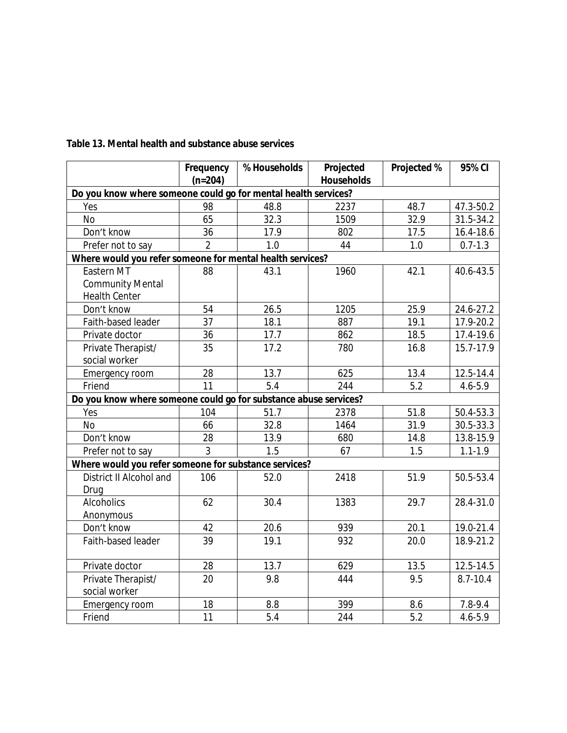**Table 13. Mental health and substance abuse services**

| | Frequency (n=204) | % Households | Projected Households | Projected % | 95% CI |
|---|---|---|---|---|---|
| **Do you know where someone could go for mental health services?** | | | | | |
| Yes | 98 | 48.8 | 2237 | 48.7 | 47.3-50.2 |
| No | 65 | 32.3 | 1509 | 32.9 | 31.5-34.2 |
| Don't know | 36 | 17.9 | 802 | 17.5 | 16.4-18.6 |
| Prefer not to say | 2 | 1.0 | 44 | 1.0 | 0.7-1.3 |
| **Where would you refer someone for mental health services?** | | | | | |
| Eastern MT Community Mental Health Center | 88 | 43.1 | 1960 | 42.1 | 40.6-43.5 |
| Don't know | 54 | 26.5 | 1205 | 25.9 | 24.6-27.2 |
| Faith-based leader | 37 | 18.1 | 887 | 19.1 | 17.9-20.2 |
| Private doctor | 36 | 17.7 | 862 | 18.5 | 17.4-19.6 |
| Private Therapist/ social worker | 35 | 17.2 | 780 | 16.8 | 15.7-17.9 |
| Emergency room | 28 | 13.7 | 625 | 13.4 | 12.5-14.4 |
| Friend | 11 | 5.4 | 244 | 5.2 | 4.6-5.9 |
| **Do you know where someone could go for substance abuse services?** | | | | | |
| Yes | 104 | 51.7 | 2378 | 51.8 | 50.4-53.3 |
| No | 66 | 32.8 | 1464 | 31.9 | 30.5-33.3 |
| Don't know | 28 | 13.9 | 680 | 14.8 | 13.8-15.9 |
| Prefer not to say | 3 | 1.5 | 67 | 1.5 | 1.1-1.9 |
| **Where would you refer someone for substance services?** | | | | | |
| District II Alcohol and Drug | 106 | 52.0 | 2418 | 51.9 | 50.5-53.4 |
| Alcoholics Anonymous | 62 | 30.4 | 1383 | 29.7 | 28.4-31.0 |
| Don't know | 42 | 20.6 | 939 | 20.1 | 19.0-21.4 |
| Faith-based leader | 39 | 19.1 | 932 | 20.0 | 18.9-21.2 |
| Private doctor | 28 | 13.7 | 629 | 13.5 | 12.5-14.5 |
| Private Therapist/ social worker | 20 | 9.8 | 444 | 9.5 | 8.7-10.4 |
| Emergency room | 18 | 8.8 | 399 | 8.6 | 7.8-9.4 |
| Friend | 11 | 5.4 | 244 | 5.2 | 4.6-5.9 |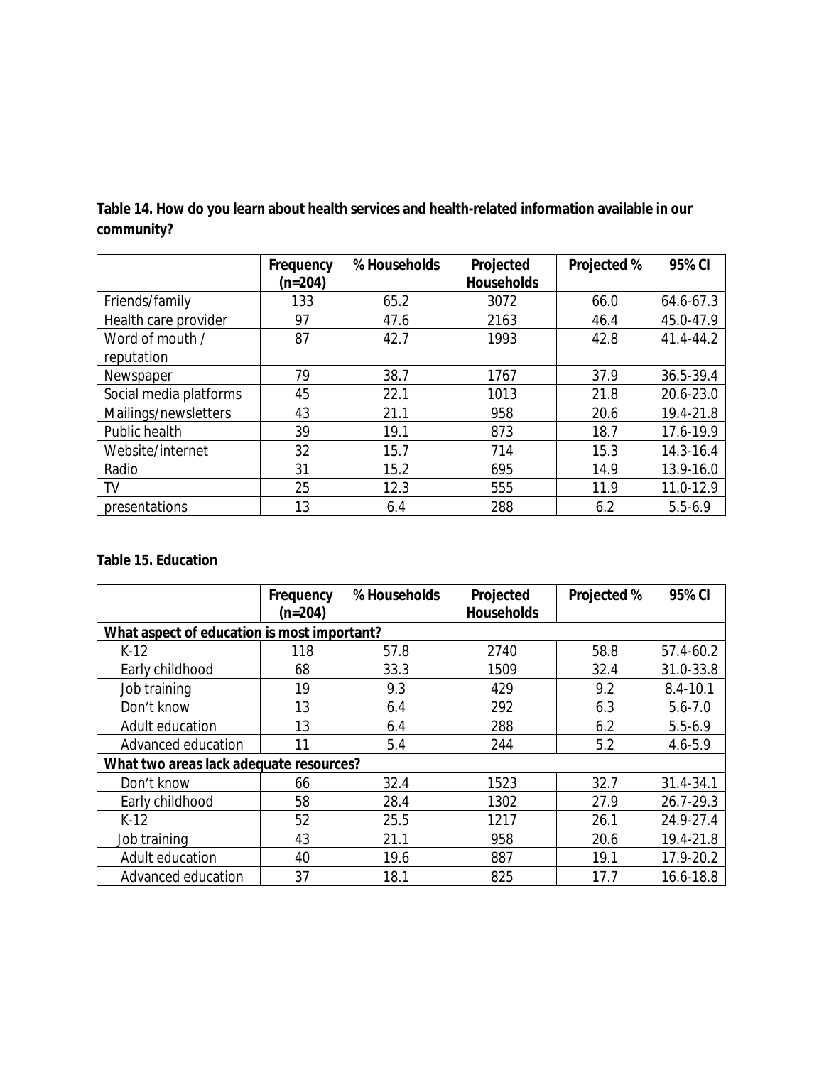**Table 14. How do you learn about health services and health-related information available in our community?**

| | Frequency (n=204) | % Households | Projected Households | Projected % | 95% CI |
|---|---|---|---|---|---|
| Friends/family | 133 | 65.2 | 3072 | 66.0 | 64.6-67.3 |
| Health care provider | 97 | 47.6 | 2163 | 46.4 | 45.0-47.9 |
| Word of mouth / reputation | 87 | 42.7 | 1993 | 42.8 | 41.4-44.2 |
| Newspaper | 79 | 38.7 | 1767 | 37.9 | 36.5-39.4 |
| Social media platforms | 45 | 22.1 | 1013 | 21.8 | 20.6-23.0 |
| Mailings/newsletters | 43 | 21.1 | 958 | 20.6 | 19.4-21.8 |
| Public health | 39 | 19.1 | 873 | 18.7 | 17.6-19.9 |
| Website/internet | 32 | 15.7 | 714 | 15.3 | 14.3-16.4 |
| Radio | 31 | 15.2 | 695 | 14.9 | 13.9-16.0 |
| TV | 25 | 12.3 | 555 | 11.9 | 11.0-12.9 |
| presentations | 13 | 6.4 | 288 | 6.2 | 5.5-6.9 |

**Table 15. Education**

| | Frequency (n=204) | % Households | Projected Households | Projected % | 95% CI |
|---|---|---|---|---|---|
| **What aspect of education is most important?** | | | | | |
| K-12 | 118 | 57.8 | 2740 | 58.8 | 57.4-60.2 |
| Early childhood | 68 | 33.3 | 1509 | 32.4 | 31.0-33.8 |
| Job training | 19 | 9.3 | 429 | 9.2 | 8.4-10.1 |
| Don't know | 13 | 6.4 | 292 | 6.3 | 5.6-7.0 |
| Adult education | 13 | 6.4 | 288 | 6.2 | 5.5-6.9 |
| Advanced education | 11 | 5.4 | 244 | 5.2 | 4.6-5.9 |
| **What two areas lack adequate resources?** | | | | | |
| Don't know | 66 | 32.4 | 1523 | 32.7 | 31.4-34.1 |
| Early childhood | 58 | 28.4 | 1302 | 27.9 | 26.7-29.3 |
| K-12 | 52 | 25.5 | 1217 | 26.1 | 24.9-27.4 |
| Job training | 43 | 21.1 | 958 | 20.6 | 19.4-21.8 |
| Adult education | 40 | 19.6 | 887 | 19.1 | 17.9-20.2 |
| Advanced education | 37 | 18.1 | 825 | 17.7 | 16.6-18.8 |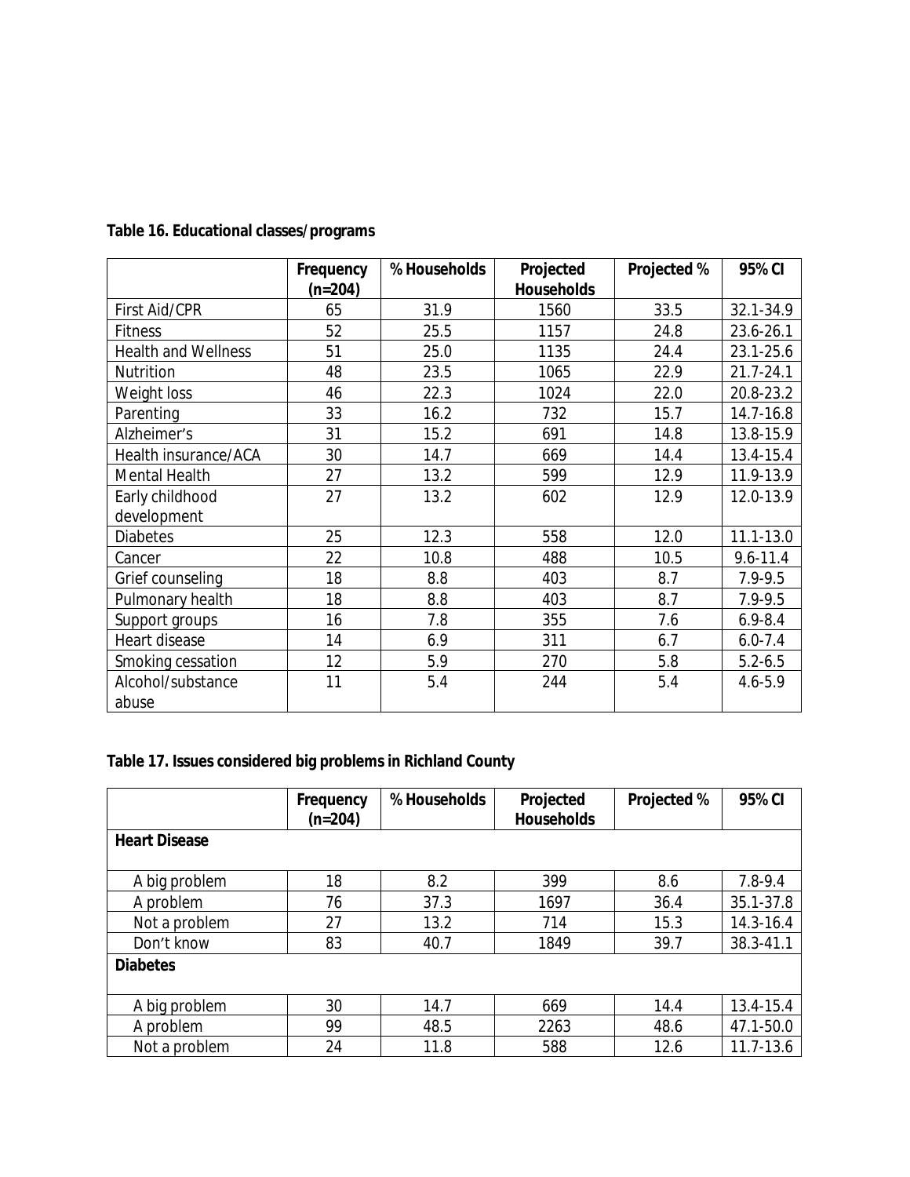**Table 16. Educational classes/programs**

| | Frequency (n=204) | % Households | Projected Households | Projected % | 95% CI |
|---|---|---|---|---|---|
| First Aid/CPR | 65 | 31.9 | 1560 | 33.5 | 32.1-34.9 |
| Fitness | 52 | 25.5 | 1157 | 24.8 | 23.6-26.1 |
| Health and Wellness | 51 | 25.0 | 1135 | 24.4 | 23.1-25.6 |
| Nutrition | 48 | 23.5 | 1065 | 22.9 | 21.7-24.1 |
| Weight loss | 46 | 22.3 | 1024 | 22.0 | 20.8-23.2 |
| Parenting | 33 | 16.2 | 732 | 15.7 | 14.7-16.8 |
| Alzheimer's | 31 | 15.2 | 691 | 14.8 | 13.8-15.9 |
| Health insurance/ACA | 30 | 14.7 | 669 | 14.4 | 13.4-15.4 |
| Mental Health | 27 | 13.2 | 599 | 12.9 | 11.9-13.9 |
| Early childhood development | 27 | 13.2 | 602 | 12.9 | 12.0-13.9 |
| Diabetes | 25 | 12.3 | 558 | 12.0 | 11.1-13.0 |
| Cancer | 22 | 10.8 | 488 | 10.5 | 9.6-11.4 |
| Grief counseling | 18 | 8.8 | 403 | 8.7 | 7.9-9.5 |
| Pulmonary health | 18 | 8.8 | 403 | 8.7 | 7.9-9.5 |
| Support groups | 16 | 7.8 | 355 | 7.6 | 6.9-8.4 |
| Heart disease | 14 | 6.9 | 311 | 6.7 | 6.0-7.4 |
| Smoking cessation | 12 | 5.9 | 270 | 5.8 | 5.2-6.5 |
| Alcohol/substance abuse | 11 | 5.4 | 244 | 5.4 | 4.6-5.9 |

**Table 17. Issues considered big problems in Richland County**

| | Frequency (n=204) | % Households | Projected Households | Projected % | 95% CI |
|---|---|---|---|---|---|
| **Heart Disease** | | | | | |
| A big problem | 18 | 8.2 | 399 | 8.6 | 7.8-9.4 |
| A problem | 76 | 37.3 | 1697 | 36.4 | 35.1-37.8 |
| Not a problem | 27 | 13.2 | 714 | 15.3 | 14.3-16.4 |
| Don't know | 83 | 40.7 | 1849 | 39.7 | 38.3-41.1 |
| **Diabetes** | | | | | |
| A big problem | 30 | 14.7 | 669 | 14.4 | 13.4-15.4 |
| A problem | 99 | 48.5 | 2263 | 48.6 | 47.1-50.0 |
| Not a problem | 24 | 11.8 | 588 | 12.6 | 11.7-13.6 |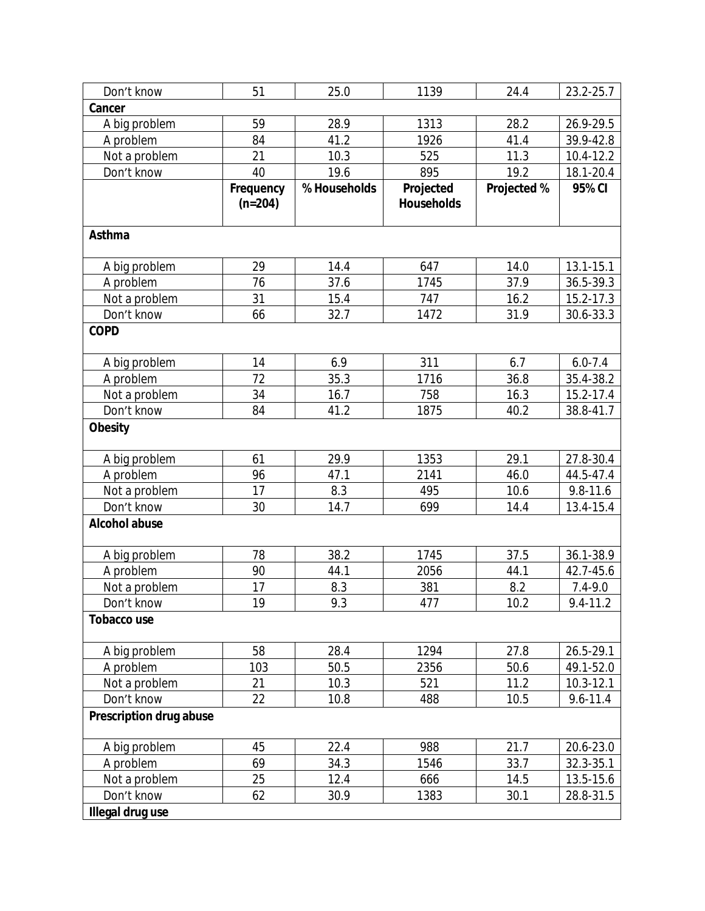| | | | | | |
|---|---|---|---|---|---|
| Don't know | 51 | 25.0 | 1139 | 24.4 | 23.2-25.7 |
| **Cancer** | | | | | |
| A big problem | 59 | 28.9 | 1313 | 28.2 | 26.9-29.5 |
| A problem | 84 | 41.2 | 1926 | 41.4 | 39.9-42.8 |
| Not a problem | 21 | 10.3 | 525 | 11.3 | 10.4-12.2 |
| Don't know | 40 | 19.6 | 895 | 19.2 | 18.1-20.4 |
| | **Frequency (n=204)** | **% Households** | **Projected Households** | **Projected %** | **95% CI** |
| **Asthma** | | | | | |
| A big problem | 29 | 14.4 | 647 | 14.0 | 13.1-15.1 |
| A problem | 76 | 37.6 | 1745 | 37.9 | 36.5-39.3 |
| Not a problem | 31 | 15.4 | 747 | 16.2 | 15.2-17.3 |
| Don't know | 66 | 32.7 | 1472 | 31.9 | 30.6-33.3 |
| **COPD** | | | | | |
| A big problem | 14 | 6.9 | 311 | 6.7 | 6.0-7.4 |
| A problem | 72 | 35.3 | 1716 | 36.8 | 35.4-38.2 |
| Not a problem | 34 | 16.7 | 758 | 16.3 | 15.2-17.4 |
| Don't know | 84 | 41.2 | 1875 | 40.2 | 38.8-41.7 |
| **Obesity** | | | | | |
| A big problem | 61 | 29.9 | 1353 | 29.1 | 27.8-30.4 |
| A problem | 96 | 47.1 | 2141 | 46.0 | 44.5-47.4 |
| Not a problem | 17 | 8.3 | 495 | 10.6 | 9.8-11.6 |
| Don't know | 30 | 14.7 | 699 | 14.4 | 13.4-15.4 |
| **Alcohol abuse** | | | | | |
| A big problem | 78 | 38.2 | 1745 | 37.5 | 36.1-38.9 |
| A problem | 90 | 44.1 | 2056 | 44.1 | 42.7-45.6 |
| Not a problem | 17 | 8.3 | 381 | 8.2 | 7.4-9.0 |
| Don't know | 19 | 9.3 | 477 | 10.2 | 9.4-11.2 |
| **Tobacco use** | | | | | |
| A big problem | 58 | 28.4 | 1294 | 27.8 | 26.5-29.1 |
| A problem | 103 | 50.5 | 2356 | 50.6 | 49.1-52.0 |
| Not a problem | 21 | 10.3 | 521 | 11.2 | 10.3-12.1 |
| Don't know | 22 | 10.8 | 488 | 10.5 | 9.6-11.4 |
| **Prescription drug abuse** | | | | | |
| A big problem | 45 | 22.4 | 988 | 21.7 | 20.6-23.0 |
| A problem | 69 | 34.3 | 1546 | 33.7 | 32.3-35.1 |
| Not a problem | 25 | 12.4 | 666 | 14.5 | 13.5-15.6 |
| Don't know | 62 | 30.9 | 1383 | 30.1 | 28.8-31.5 |
| **Illegal drug use** | | | | | |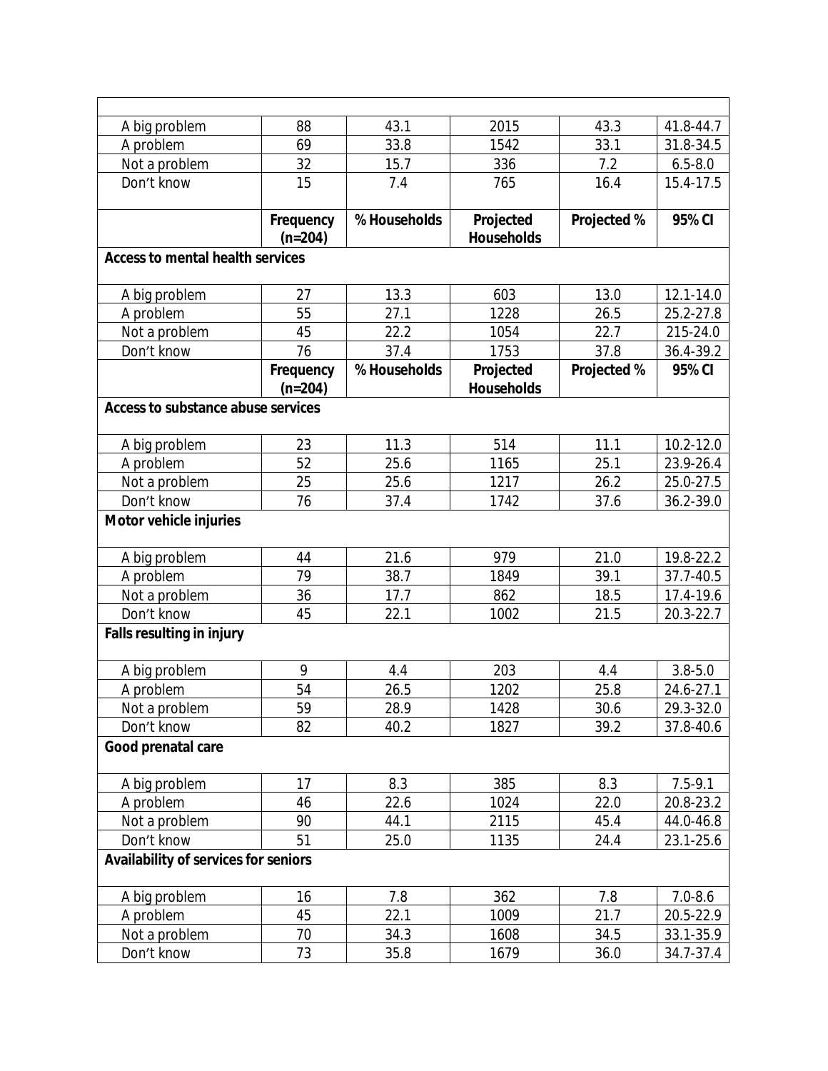| | | | | | |
|---|---|---|---|---|---|
| A big problem | 88 | 43.1 | 2015 | 43.3 | 41.8-44.7 |
| A problem | 69 | 33.8 | 1542 | 33.1 | 31.8-34.5 |
| Not a problem | 32 | 15.7 | 336 | 7.2 | 6.5-8.0 |
| Don't know | 15 | 7.4 | 765 | 16.4 | 15.4-17.5 |
| | **Frequency (n=204)** | **% Households** | **Projected Households** | **Projected %** | **95% CI** |
| **Access to mental health services** | | | | | |
| A big problem | 27 | 13.3 | 603 | 13.0 | 12.1-14.0 |
| A problem | 55 | 27.1 | 1228 | 26.5 | 25.2-27.8 |
| Not a problem | 45 | 22.2 | 1054 | 22.7 | 215-24.0 |
| Don't know | 76 | 37.4 | 1753 | 37.8 | 36.4-39.2 |
| | **Frequency (n=204)** | **% Households** | **Projected Households** | **Projected %** | **95% CI** |
| **Access to substance abuse services** | | | | | |
| A big problem | 23 | 11.3 | 514 | 11.1 | 10.2-12.0 |
| A problem | 52 | 25.6 | 1165 | 25.1 | 23.9-26.4 |
| Not a problem | 25 | 25.6 | 1217 | 26.2 | 25.0-27.5 |
| Don't know | 76 | 37.4 | 1742 | 37.6 | 36.2-39.0 |
| **Motor vehicle injuries** | | | | | |
| A big problem | 44 | 21.6 | 979 | 21.0 | 19.8-22.2 |
| A problem | 79 | 38.7 | 1849 | 39.1 | 37.7-40.5 |
| Not a problem | 36 | 17.7 | 862 | 18.5 | 17.4-19.6 |
| Don't know | 45 | 22.1 | 1002 | 21.5 | 20.3-22.7 |
| **Falls resulting in injury** | | | | | |
| A big problem | 9 | 4.4 | 203 | 4.4 | 3.8-5.0 |
| A problem | 54 | 26.5 | 1202 | 25.8 | 24.6-27.1 |
| Not a problem | 59 | 28.9 | 1428 | 30.6 | 29.3-32.0 |
| Don't know | 82 | 40.2 | 1827 | 39.2 | 37.8-40.6 |
| **Good prenatal care** | | | | | |
| A big problem | 17 | 8.3 | 385 | 8.3 | 7.5-9.1 |
| A problem | 46 | 22.6 | 1024 | 22.0 | 20.8-23.2 |
| Not a problem | 90 | 44.1 | 2115 | 45.4 | 44.0-46.8 |
| Don't know | 51 | 25.0 | 1135 | 24.4 | 23.1-25.6 |
| **Availability of services for seniors** | | | | | |
| A big problem | 16 | 7.8 | 362 | 7.8 | 7.0-8.6 |
| A problem | 45 | 22.1 | 1009 | 21.7 | 20.5-22.9 |
| Not a problem | 70 | 34.3 | 1608 | 34.5 | 33.1-35.9 |
| Don't know | 73 | 35.8 | 1679 | 36.0 | 34.7-37.4 |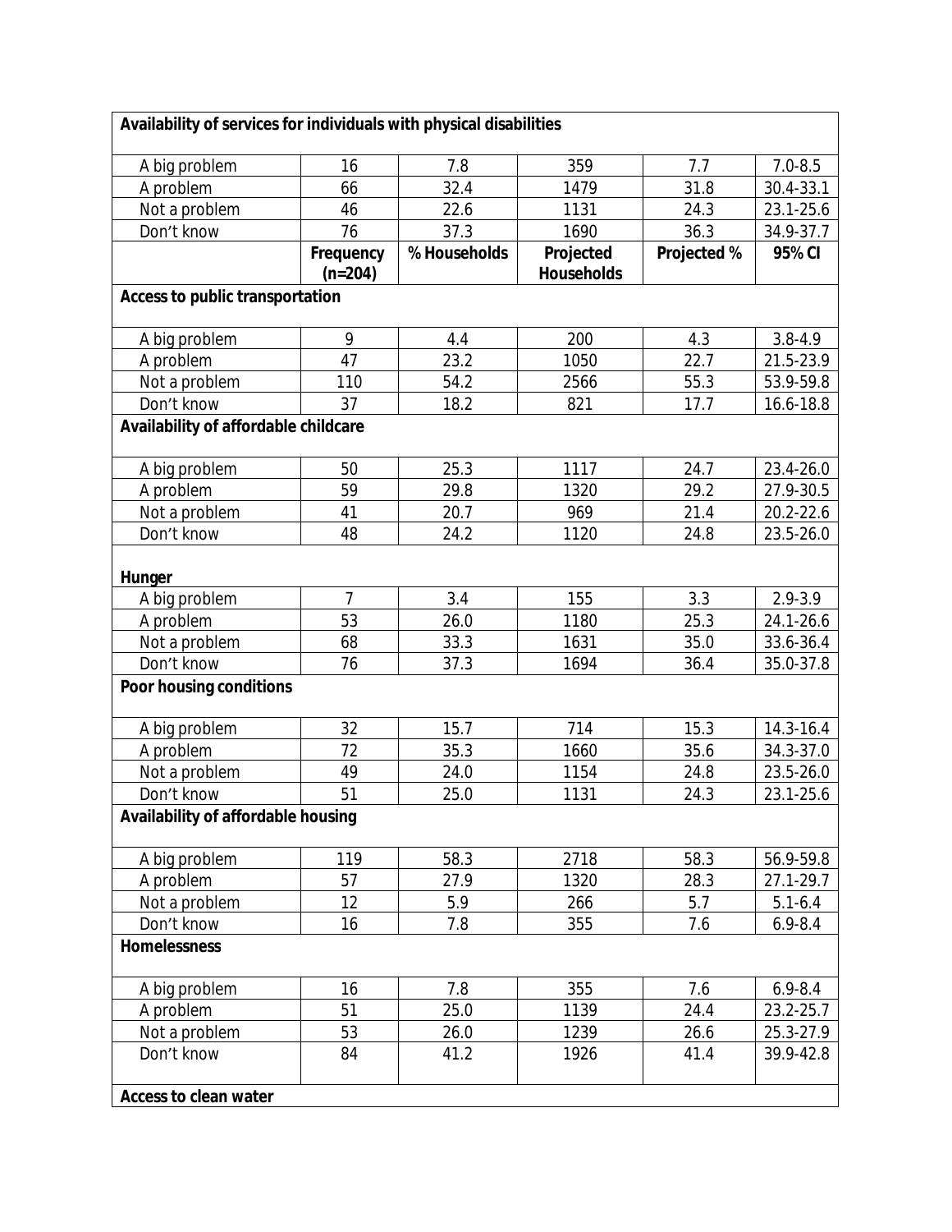| Availability of services for individuals with physical disabilities | | | | | |
|---|---|---|---|---|---|
| A big problem | 16 | 7.8 | 359 | 7.7 | 7.0-8.5 |
| A problem | 66 | 32.4 | 1479 | 31.8 | 30.4-33.1 |
| Not a problem | 46 | 22.6 | 1131 | 24.3 | 23.1-25.6 |
| Don't know | 76 | 37.3 | 1690 | 36.3 | 34.9-37.7 |
| | **Frequency (n=204)** | **% Households** | **Projected Households** | **Projected %** | **95% CI** |
| **Access to public transportation** | | | | | |
| A big problem | 9 | 4.4 | 200 | 4.3 | 3.8-4.9 |
| A problem | 47 | 23.2 | 1050 | 22.7 | 21.5-23.9 |
| Not a problem | 110 | 54.2 | 2566 | 55.3 | 53.9-59.8 |
| Don't know | 37 | 18.2 | 821 | 17.7 | 16.6-18.8 |
| **Availability of affordable childcare** | | | | | |
| A big problem | 50 | 25.3 | 1117 | 24.7 | 23.4-26.0 |
| A problem | 59 | 29.8 | 1320 | 29.2 | 27.9-30.5 |
| Not a problem | 41 | 20.7 | 969 | 21.4 | 20.2-22.6 |
| Don't know | 48 | 24.2 | 1120 | 24.8 | 23.5-26.0 |
| **Hunger** | | | | | |
| A big problem | 7 | 3.4 | 155 | 3.3 | 2.9-3.9 |
| A problem | 53 | 26.0 | 1180 | 25.3 | 24.1-26.6 |
| Not a problem | 68 | 33.3 | 1631 | 35.0 | 33.6-36.4 |
| Don't know | 76 | 37.3 | 1694 | 36.4 | 35.0-37.8 |
| **Poor housing conditions** | | | | | |
| A big problem | 32 | 15.7 | 714 | 15.3 | 14.3-16.4 |
| A problem | 72 | 35.3 | 1660 | 35.6 | 34.3-37.0 |
| Not a problem | 49 | 24.0 | 1154 | 24.8 | 23.5-26.0 |
| Don't know | 51 | 25.0 | 1131 | 24.3 | 23.1-25.6 |
| **Availability of affordable housing** | | | | | |
| A big problem | 119 | 58.3 | 2718 | 58.3 | 56.9-59.8 |
| A problem | 57 | 27.9 | 1320 | 28.3 | 27.1-29.7 |
| Not a problem | 12 | 5.9 | 266 | 5.7 | 5.1-6.4 |
| Don't know | 16 | 7.8 | 355 | 7.6 | 6.9-8.4 |
| **Homelessness** | | | | | |
| A big problem | 16 | 7.8 | 355 | 7.6 | 6.9-8.4 |
| A problem | 51 | 25.0 | 1139 | 24.4 | 23.2-25.7 |
| Not a problem | 53 | 26.0 | 1239 | 26.6 | 25.3-27.9 |
| Don't know | 84 | 41.2 | 1926 | 41.4 | 39.9-42.8 |
| **Access to clean water** | | | | | |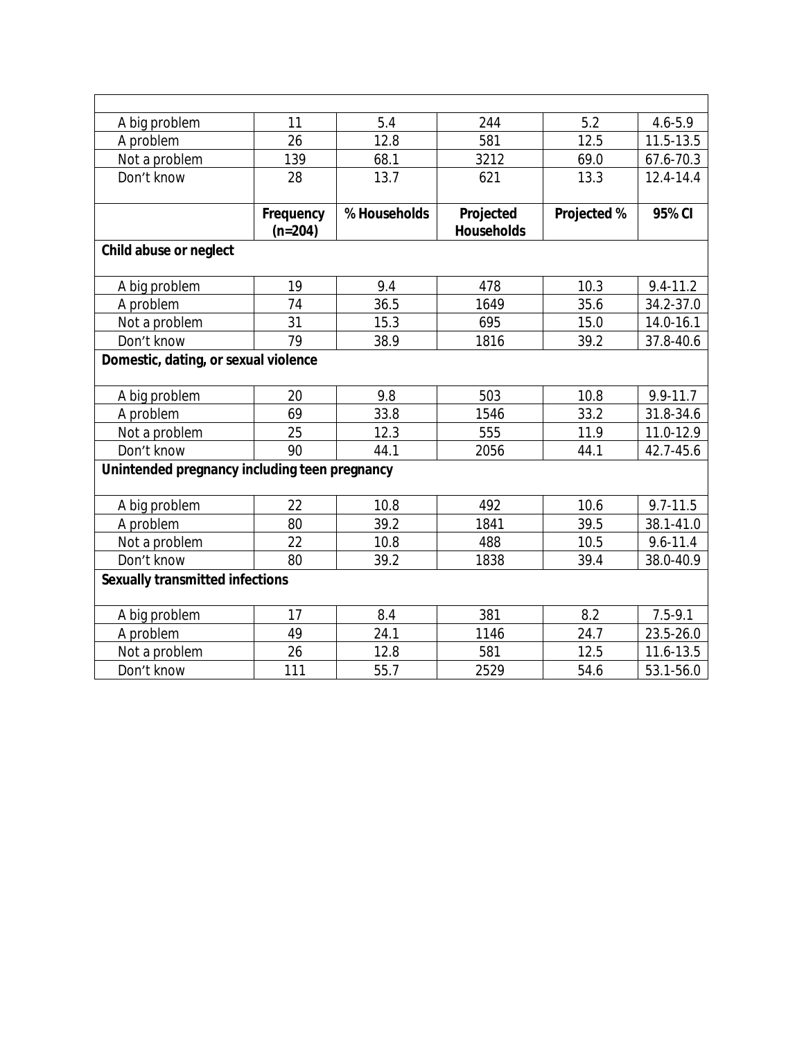| | | | | | |
|---|---|---|---|---|---|
| A big problem | 11 | 5.4 | 244 | 5.2 | 4.6-5.9 |
| A problem | 26 | 12.8 | 581 | 12.5 | 11.5-13.5 |
| Not a problem | 139 | 68.1 | 3212 | 69.0 | 67.6-70.3 |
| Don't know | 28 | 13.7 | 621 | 13.3 | 12.4-14.4 |
| | **Frequency (n=204)** | **% Households** | **Projected Households** | **Projected %** | **95% CI** |
| **Child abuse or neglect** | | | | | |
| A big problem | 19 | 9.4 | 478 | 10.3 | 9.4-11.2 |
| A problem | 74 | 36.5 | 1649 | 35.6 | 34.2-37.0 |
| Not a problem | 31 | 15.3 | 695 | 15.0 | 14.0-16.1 |
| Don't know | 79 | 38.9 | 1816 | 39.2 | 37.8-40.6 |
| **Domestic, dating, or sexual violence** | | | | | |
| A big problem | 20 | 9.8 | 503 | 10.8 | 9.9-11.7 |
| A problem | 69 | 33.8 | 1546 | 33.2 | 31.8-34.6 |
| Not a problem | 25 | 12.3 | 555 | 11.9 | 11.0-12.9 |
| Don't know | 90 | 44.1 | 2056 | 44.1 | 42.7-45.6 |
| **Unintended pregnancy including teen pregnancy** | | | | | |
| A big problem | 22 | 10.8 | 492 | 10.6 | 9.7-11.5 |
| A problem | 80 | 39.2 | 1841 | 39.5 | 38.1-41.0 |
| Not a problem | 22 | 10.8 | 488 | 10.5 | 9.6-11.4 |
| Don't know | 80 | 39.2 | 1838 | 39.4 | 38.0-40.9 |
| **Sexually transmitted infections** | | | | | |
| A big problem | 17 | 8.4 | 381 | 8.2 | 7.5-9.1 |
| A problem | 49 | 24.1 | 1146 | 24.7 | 23.5-26.0 |
| Not a problem | 26 | 12.8 | 581 | 12.5 | 11.6-13.5 |
| Don't know | 111 | 55.7 | 2529 | 54.6 | 53.1-56.0 |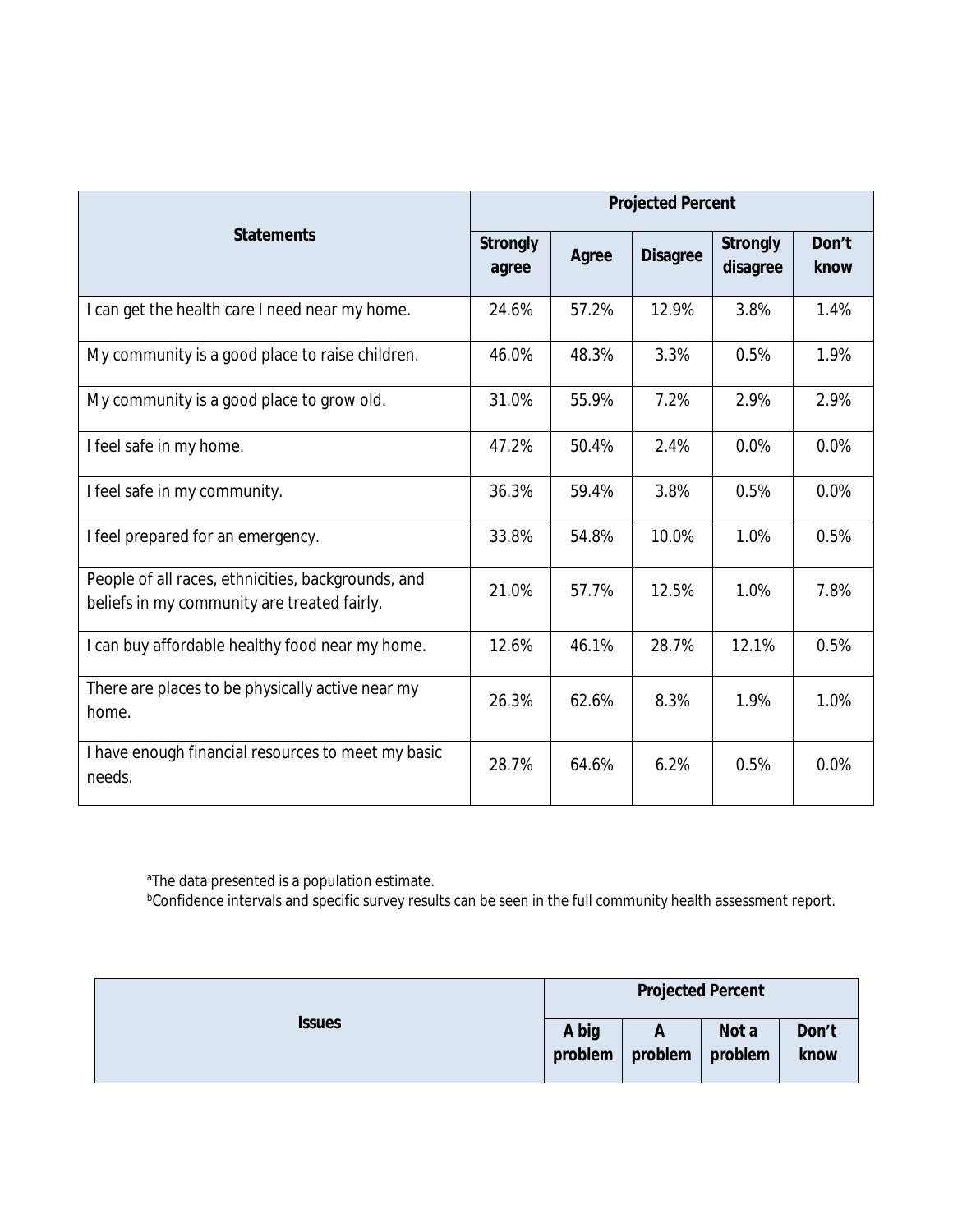| Statements | Projected Percent | | | | |
|---|---|---|---|---|---|
| | Strongly agree | Agree | Disagree | Strongly disagree | Don't know |
| I can get the health care I need near my home. | 24.6% | 57.2% | 12.9% | 3.8% | 1.4% |
| My community is a good place to raise children. | 46.0% | 48.3% | 3.3% | 0.5% | 1.9% |
| My community is a good place to grow old. | 31.0% | 55.9% | 7.2% | 2.9% | 2.9% |
| I feel safe in my home. | 47.2% | 50.4% | 2.4% | 0.0% | 0.0% |
| I feel safe in my community. | 36.3% | 59.4% | 3.8% | 0.5% | 0.0% |
| I feel prepared for an emergency. | 33.8% | 54.8% | 10.0% | 1.0% | 0.5% |
| People of all races, ethnicities, backgrounds, and beliefs in my community are treated fairly. | 21.0% | 57.7% | 12.5% | 1.0% | 7.8% |
| I can buy affordable healthy food near my home. | 12.6% | 46.1% | 28.7% | 12.1% | 0.5% |
| There are places to be physically active near my home. | 26.3% | 62.6% | 8.3% | 1.9% | 1.0% |
| I have enough financial resources to meet my basic needs. | 28.7% | 64.6% | 6.2% | 0.5% | 0.0% |

[a]The data presented is a population estimate.
[b]Confidence intervals and specific survey results can be seen in the full community health assessment report.

| Issues | Projected Percent | | | |
|---|---|---|---|---|
| | A big problem | A problem | Not a problem | Don't know |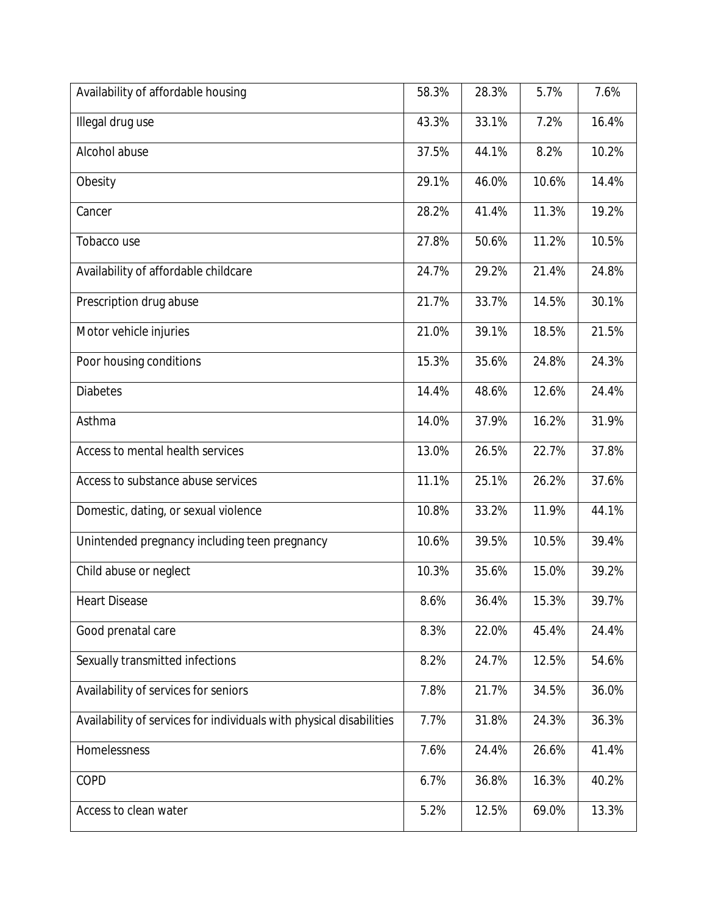| | | | | |
|---|---|---|---|---|
| Availability of affordable housing | 58.3% | 28.3% | 5.7% | 7.6% |
| Illegal drug use | 43.3% | 33.1% | 7.2% | 16.4% |
| Alcohol abuse | 37.5% | 44.1% | 8.2% | 10.2% |
| Obesity | 29.1% | 46.0% | 10.6% | 14.4% |
| Cancer | 28.2% | 41.4% | 11.3% | 19.2% |
| Tobacco use | 27.8% | 50.6% | 11.2% | 10.5% |
| Availability of affordable childcare | 24.7% | 29.2% | 21.4% | 24.8% |
| Prescription drug abuse | 21.7% | 33.7% | 14.5% | 30.1% |
| Motor vehicle injuries | 21.0% | 39.1% | 18.5% | 21.5% |
| Poor housing conditions | 15.3% | 35.6% | 24.8% | 24.3% |
| Diabetes | 14.4% | 48.6% | 12.6% | 24.4% |
| Asthma | 14.0% | 37.9% | 16.2% | 31.9% |
| Access to mental health services | 13.0% | 26.5% | 22.7% | 37.8% |
| Access to substance abuse services | 11.1% | 25.1% | 26.2% | 37.6% |
| Domestic, dating, or sexual violence | 10.8% | 33.2% | 11.9% | 44.1% |
| Unintended pregnancy including teen pregnancy | 10.6% | 39.5% | 10.5% | 39.4% |
| Child abuse or neglect | 10.3% | 35.6% | 15.0% | 39.2% |
| Heart Disease | 8.6% | 36.4% | 15.3% | 39.7% |
| Good prenatal care | 8.3% | 22.0% | 45.4% | 24.4% |
| Sexually transmitted infections | 8.2% | 24.7% | 12.5% | 54.6% |
| Availability of services for seniors | 7.8% | 21.7% | 34.5% | 36.0% |
| Availability of services for individuals with physical disabilities | 7.7% | 31.8% | 24.3% | 36.3% |
| Homelessness | 7.6% | 24.4% | 26.6% | 41.4% |
| COPD | 6.7% | 36.8% | 16.3% | 40.2% |
| Access to clean water | 5.2% | 12.5% | 69.0% | 13.3% |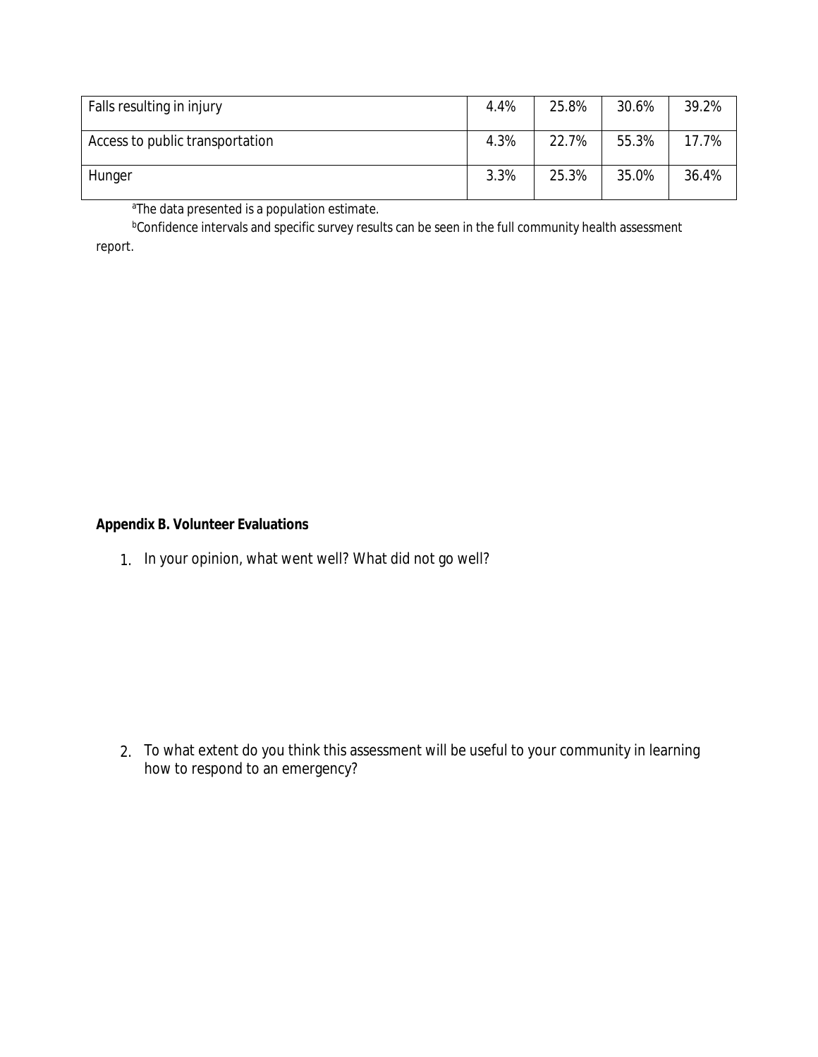| | | | | |
|---|---|---|---|---|
| Falls resulting in injury | 4.4% | 25.8% | 30.6% | 39.2% |
| Access to public transportation | 4.3% | 22.7% | 55.3% | 17.7% |
| Hunger | 3.3% | 25.3% | 35.0% | 36.4% |

[a]The data presented is a population estimate.

[b]Confidence intervals and specific survey results can be seen in the full community health assessment report.

**Appendix B. Volunteer Evaluations**

1. In your opinion, what went well? What did not go well?

2. To what extent do you think this assessment will be useful to your community in learning how to respond to an emergency?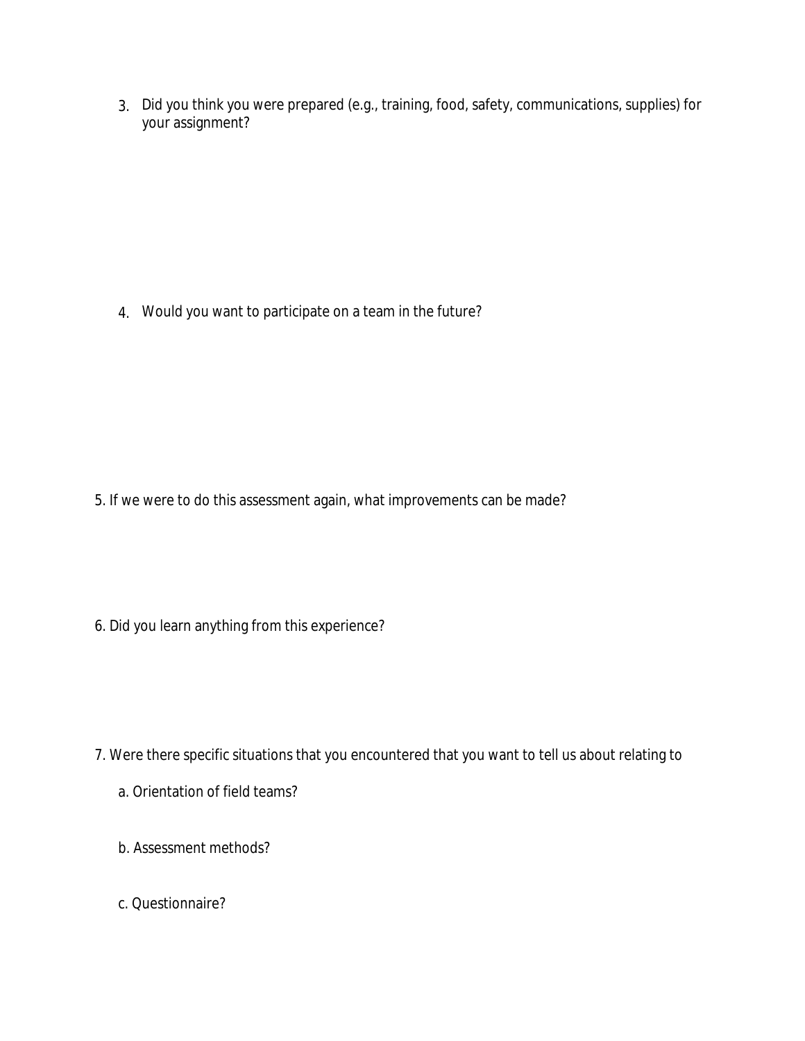3. Did you think you were prepared (e.g., training, food, safety, communications, supplies) for your assignment?

4. Would you want to participate on a team in the future?

5. If we were to do this assessment again, what improvements can be made?

6. Did you learn anything from this experience?

7. Were there specific situations that you encountered that you want to tell us about relating to

   a. Orientation of field teams?

   b. Assessment methods?

   c. Questionnaire?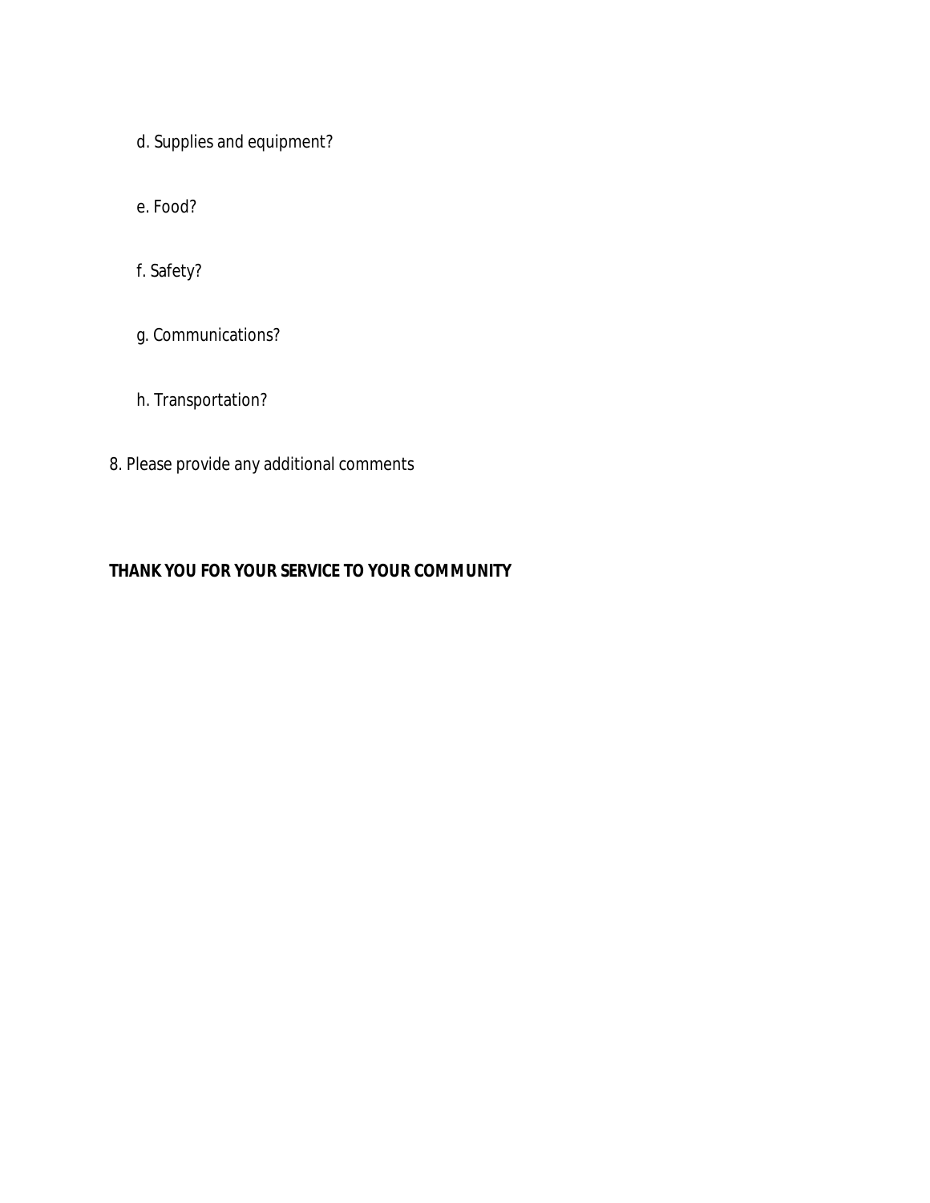d. Supplies and equipment?

e. Food?

f. Safety?

g. Communications?

h. Transportation?

8. Please provide any additional comments

***THANK YOU FOR YOUR SERVICE TO YOUR COMMUNITY***